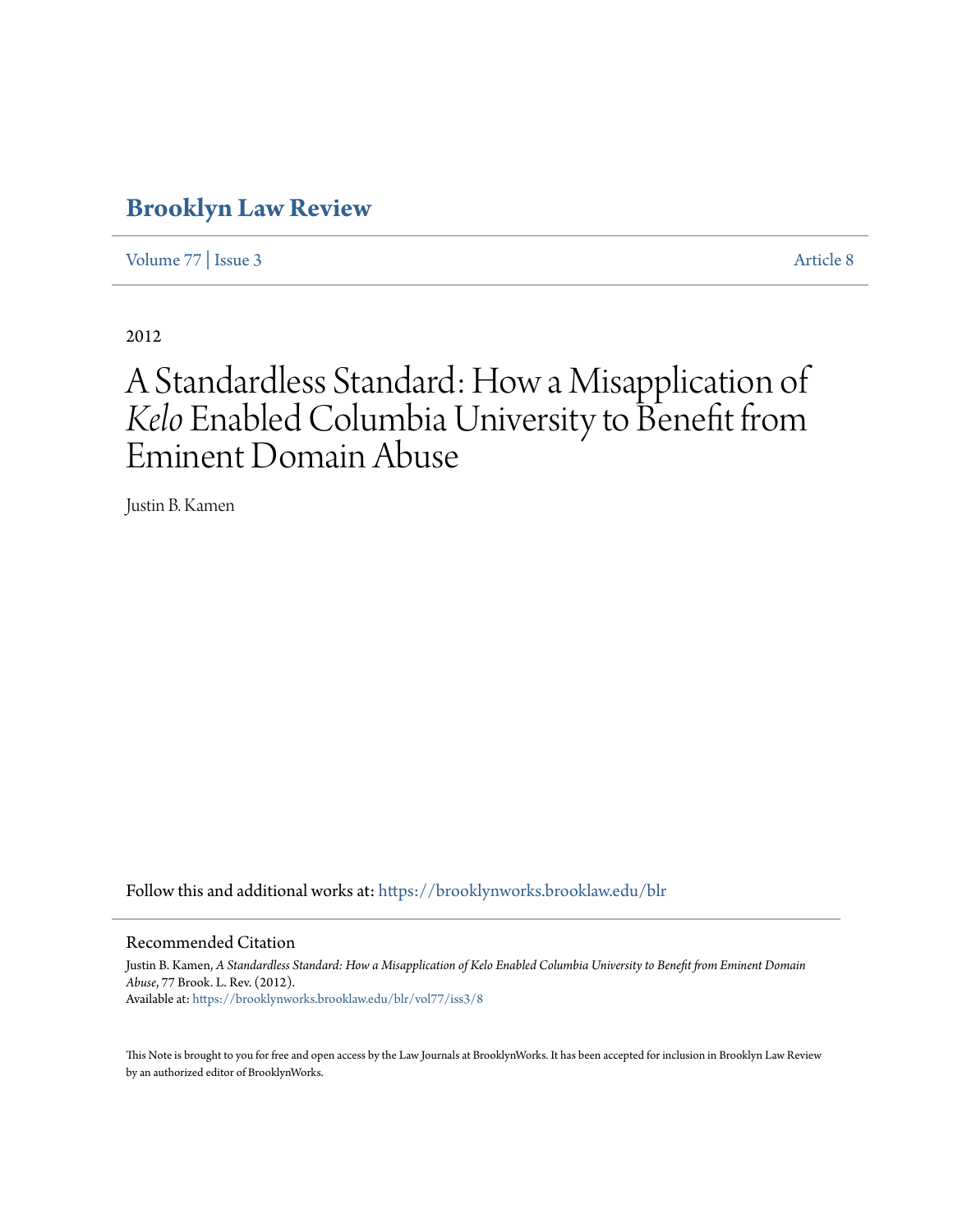# Brooklyn Law Review

Volume 77 | Issue 3 Article 8

2012

# A Standardless Standard: How a Misapplication of *Kelo* Enabled Columbia University to Benefit from Eminent Domain Abuse

Justin B. Kamen

Follow this and additional works at: https://brooklynworks.brooklaw.edu/blr

## Recommended Citation

Justin B. Kamen, *A Standardless Standard: How a Misapplication of Kelo Enabled Columbia University to Benefit from Eminent Domain Abuse*, 77 Brook. L. Rev. (2012).
Available at: https://brooklynworks.brooklaw.edu/blr/vol77/iss3/8

This Note is brought to you for free and open access by the Law Journals at BrooklynWorks. It has been accepted for inclusion in Brooklyn Law Review by an authorized editor of BrooklynWorks.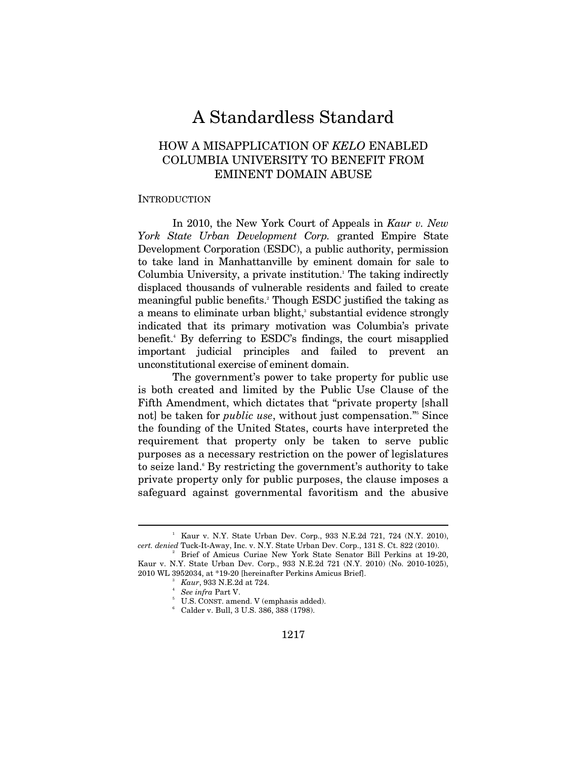# A Standardless Standard

## HOW A MISAPPLICATION OF *KELO* ENABLED COLUMBIA UNIVERSITY TO BENEFIT FROM EMINENT DOMAIN ABUSE

### INTRODUCTION

In 2010, the New York Court of Appeals in *Kaur v. New York State Urban Development Corp.* granted Empire State Development Corporation (ESDC), a public authority, permission to take land in Manhattanville by eminent domain for sale to Columbia University, a private institution.[1] The taking indirectly displaced thousands of vulnerable residents and failed to create meaningful public benefits.[2] Though ESDC justified the taking as a means to eliminate urban blight,[3] substantial evidence strongly indicated that its primary motivation was Columbia's private benefit.[4] By deferring to ESDC's findings, the court misapplied important judicial principles and failed to prevent an unconstitutional exercise of eminent domain.

The government's power to take property for public use is both created and limited by the Public Use Clause of the Fifth Amendment, which dictates that "private property [shall not] be taken for *public use*, without just compensation."[5] Since the founding of the United States, courts have interpreted the requirement that property only be taken to serve public purposes as a necessary restriction on the power of legislatures to seize land.[6] By restricting the government's authority to take private property only for public purposes, the clause imposes a safeguard against governmental favoritism and the abusive

---

[1] Kaur v. N.Y. State Urban Dev. Corp., 933 N.E.2d 721, 724 (N.Y. 2010), *cert. denied* Tuck-It-Away, Inc. v. N.Y. State Urban Dev. Corp., 131 S. Ct. 822 (2010).

[2] Brief of Amicus Curiae New York State Senator Bill Perkins at 19-20, Kaur v. N.Y. State Urban Dev. Corp., 933 N.E.2d 721 (N.Y. 2010) (No. 2010-1025), 2010 WL 3952034, at *19-20 [hereinafter Perkins Amicus Brief].

[3] *Kaur*, 933 N.E.2d at 724.

[4] *See infra* Part V.

[5] U.S. CONST. amend. V (emphasis added).

[6] Calder v. Bull, 3 U.S. 386, 388 (1798).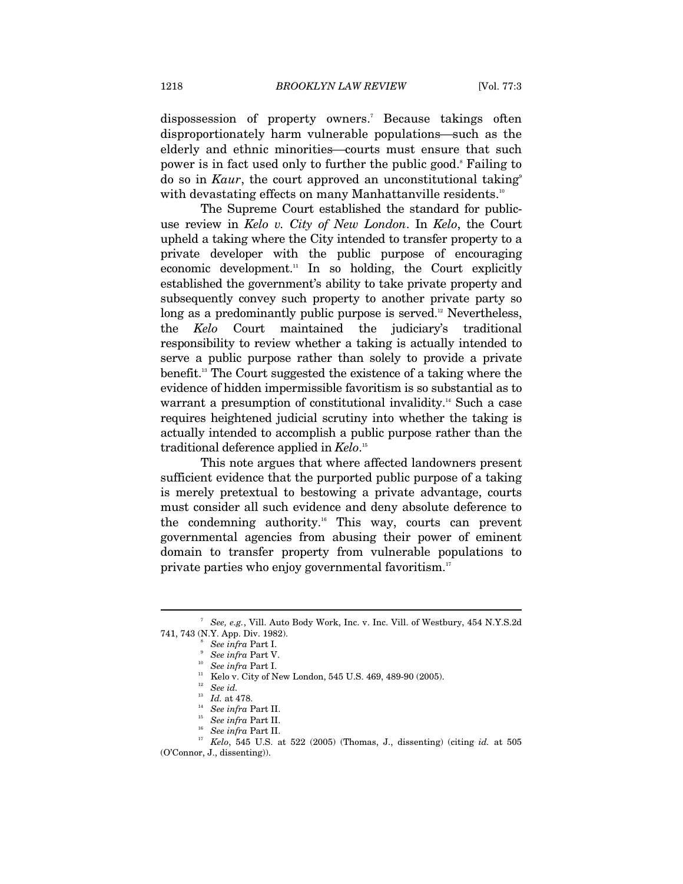dispossession of property owners.[7] Because takings often disproportionately harm vulnerable populations—such as the elderly and ethnic minorities—courts must ensure that such power is in fact used only to further the public good.[8] Failing to do so in *Kaur*, the court approved an unconstitutional taking[9] with devastating effects on many Manhattanville residents.[10]

The Supreme Court established the standard for public-use review in *Kelo v. City of New London*. In *Kelo*, the Court upheld a taking where the City intended to transfer property to a private developer with the public purpose of encouraging economic development.[11] In so holding, the Court explicitly established the government's ability to take private property and subsequently convey such property to another private party so long as a predominantly public purpose is served.[12] Nevertheless, the *Kelo* Court maintained the judiciary's traditional responsibility to review whether a taking is actually intended to serve a public purpose rather than solely to provide a private benefit.[13] The Court suggested the existence of a taking where the evidence of hidden impermissible favoritism is so substantial as to warrant a presumption of constitutional invalidity.[14] Such a case requires heightened judicial scrutiny into whether the taking is actually intended to accomplish a public purpose rather than the traditional deference applied in *Kelo*.[15]

This note argues that where affected landowners present sufficient evidence that the purported public purpose of a taking is merely pretextual to bestowing a private advantage, courts must consider all such evidence and deny absolute deference to the condemning authority.[16] This way, courts can prevent governmental agencies from abusing their power of eminent domain to transfer property from vulnerable populations to private parties who enjoy governmental favoritism.[17]

---

[7] *See, e.g.*, Vill. Auto Body Work, Inc. v. Inc. Vill. of Westbury, 454 N.Y.S.2d 741, 743 (N.Y. App. Div. 1982).

[8] *See infra* Part I.

[9] *See infra* Part V.

[10] *See infra* Part I.

[11] Kelo v. City of New London, 545 U.S. 469, 489-90 (2005).

[12] *See id.*

[13] *Id.* at 478.

[14] *See infra* Part II.

[15] *See infra* Part II.

[16] *See infra* Part II.

[17] *Kelo*, 545 U.S. at 522 (2005) (Thomas, J., dissenting) (citing *id.* at 505 (O'Connor, J., dissenting)).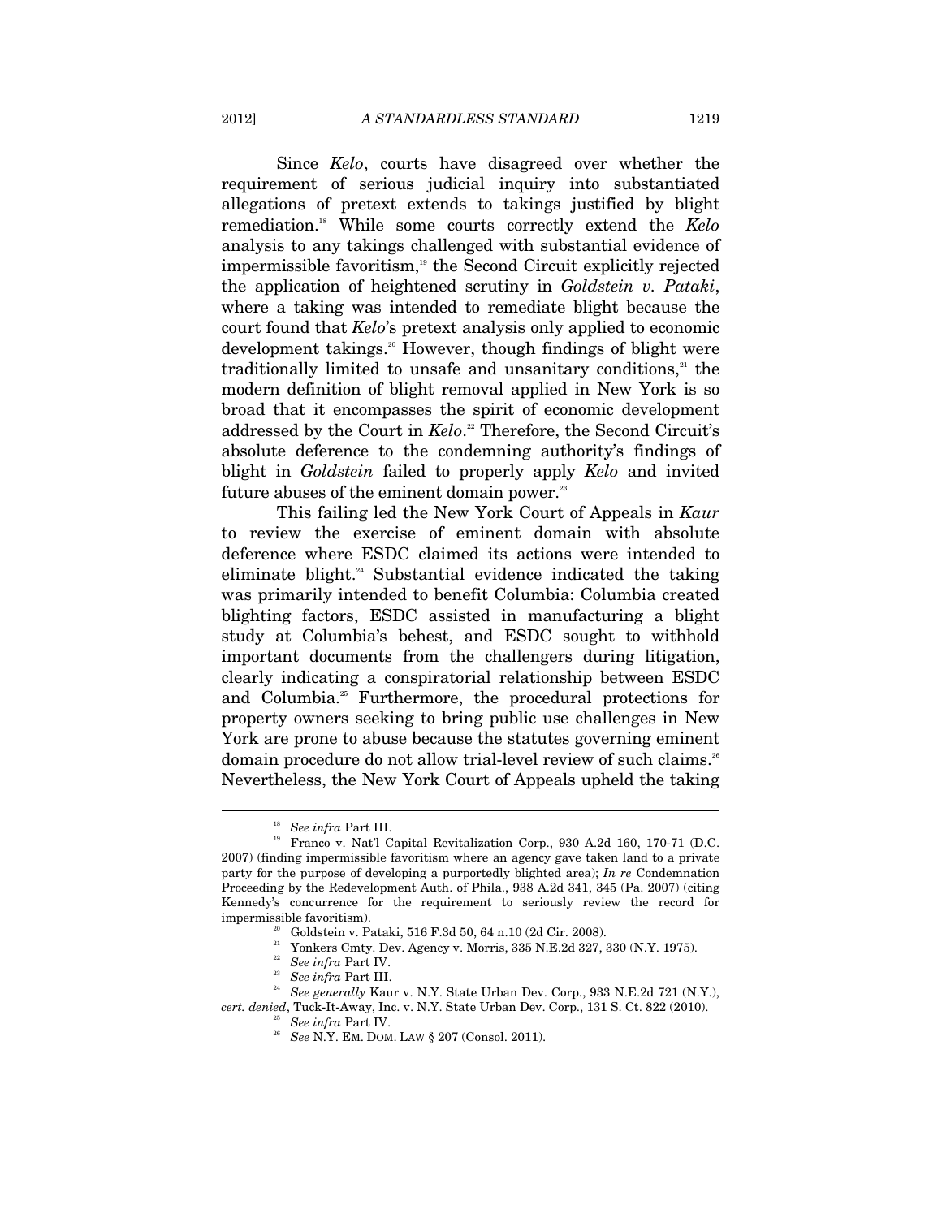Since *Kelo*, courts have disagreed over whether the requirement of serious judicial inquiry into substantiated allegations of pretext extends to takings justified by blight remediation.[18] While some courts correctly extend the *Kelo* analysis to any takings challenged with substantial evidence of impermissible favoritism,[19] the Second Circuit explicitly rejected the application of heightened scrutiny in *Goldstein v. Pataki*, where a taking was intended to remediate blight because the court found that *Kelo*'s pretext analysis only applied to economic development takings.[20] However, though findings of blight were traditionally limited to unsafe and unsanitary conditions,[21] the modern definition of blight removal applied in New York is so broad that it encompasses the spirit of economic development addressed by the Court in *Kelo*.[22] Therefore, the Second Circuit's absolute deference to the condemning authority's findings of blight in *Goldstein* failed to properly apply *Kelo* and invited future abuses of the eminent domain power.[23]

This failing led the New York Court of Appeals in *Kaur* to review the exercise of eminent domain with absolute deference where ESDC claimed its actions were intended to eliminate blight.[24] Substantial evidence indicated the taking was primarily intended to benefit Columbia: Columbia created blighting factors, ESDC assisted in manufacturing a blight study at Columbia's behest, and ESDC sought to withhold important documents from the challengers during litigation, clearly indicating a conspiratorial relationship between ESDC and Columbia.[25] Furthermore, the procedural protections for property owners seeking to bring public use challenges in New York are prone to abuse because the statutes governing eminent domain procedure do not allow trial-level review of such claims.[26] Nevertheless, the New York Court of Appeals upheld the taking

---

[18] *See infra* Part III.

[19] Franco v. Nat'l Capital Revitalization Corp., 930 A.2d 160, 170-71 (D.C. 2007) (finding impermissible favoritism where an agency gave taken land to a private party for the purpose of developing a purportedly blighted area); *In re* Condemnation Proceeding by the Redevelopment Auth. of Phila., 938 A.2d 341, 345 (Pa. 2007) (citing Kennedy's concurrence for the requirement to seriously review the record for impermissible favoritism).

[20] Goldstein v. Pataki, 516 F.3d 50, 64 n.10 (2d Cir. 2008).

[21] Yonkers Cmty. Dev. Agency v. Morris, 335 N.E.2d 327, 330 (N.Y. 1975).

[22] *See infra* Part IV.

[23] *See infra* Part III.

[24] *See generally* Kaur v. N.Y. State Urban Dev. Corp., 933 N.E.2d 721 (N.Y.), *cert. denied*, Tuck-It-Away, Inc. v. N.Y. State Urban Dev. Corp., 131 S. Ct. 822 (2010).

[25] *See infra* Part IV.

[26] *See* N.Y. EM. DOM. LAW § 207 (Consol. 2011).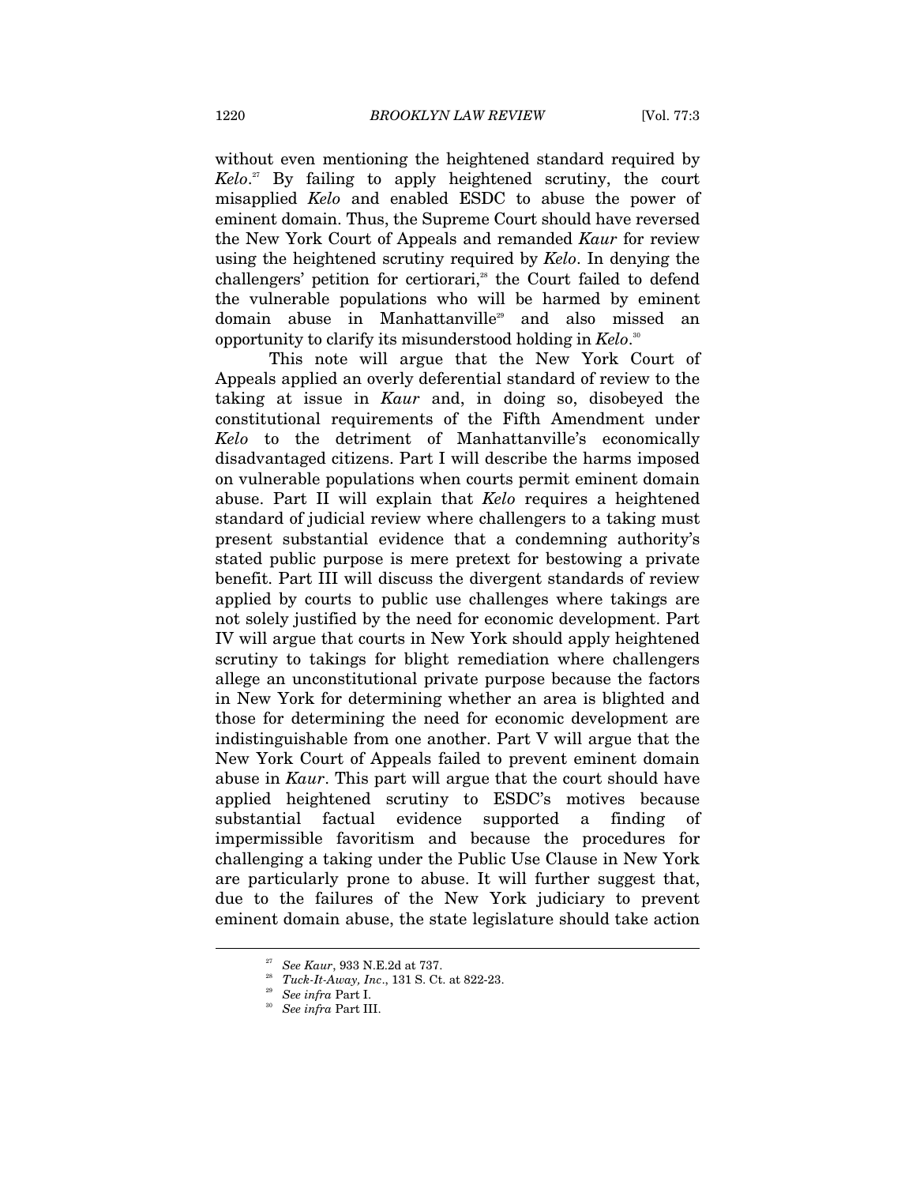without even mentioning the heightened standard required by *Kelo*.[27] By failing to apply heightened scrutiny, the court misapplied *Kelo* and enabled ESDC to abuse the power of eminent domain. Thus, the Supreme Court should have reversed the New York Court of Appeals and remanded *Kaur* for review using the heightened scrutiny required by *Kelo*. In denying the challengers' petition for certiorari,[28] the Court failed to defend the vulnerable populations who will be harmed by eminent domain abuse in Manhattanville[29] and also missed an opportunity to clarify its misunderstood holding in *Kelo*.[30]

This note will argue that the New York Court of Appeals applied an overly deferential standard of review to the taking at issue in *Kaur* and, in doing so, disobeyed the constitutional requirements of the Fifth Amendment under *Kelo* to the detriment of Manhattanville's economically disadvantaged citizens. Part I will describe the harms imposed on vulnerable populations when courts permit eminent domain abuse. Part II will explain that *Kelo* requires a heightened standard of judicial review where challengers to a taking must present substantial evidence that a condemning authority's stated public purpose is mere pretext for bestowing a private benefit. Part III will discuss the divergent standards of review applied by courts to public use challenges where takings are not solely justified by the need for economic development. Part IV will argue that courts in New York should apply heightened scrutiny to takings for blight remediation where challengers allege an unconstitutional private purpose because the factors in New York for determining whether an area is blighted and those for determining the need for economic development are indistinguishable from one another. Part V will argue that the New York Court of Appeals failed to prevent eminent domain abuse in *Kaur*. This part will argue that the court should have applied heightened scrutiny to ESDC's motives because substantial factual evidence supported a finding of impermissible favoritism and because the procedures for challenging a taking under the Public Use Clause in New York are particularly prone to abuse. It will further suggest that, due to the failures of the New York judiciary to prevent eminent domain abuse, the state legislature should take action

---

[27] *See Kaur*, 933 N.E.2d at 737.

[28] *Tuck-It-Away, Inc*., 131 S. Ct. at 822-23.

[29] *See infra* Part I.

[30] *See infra* Part III.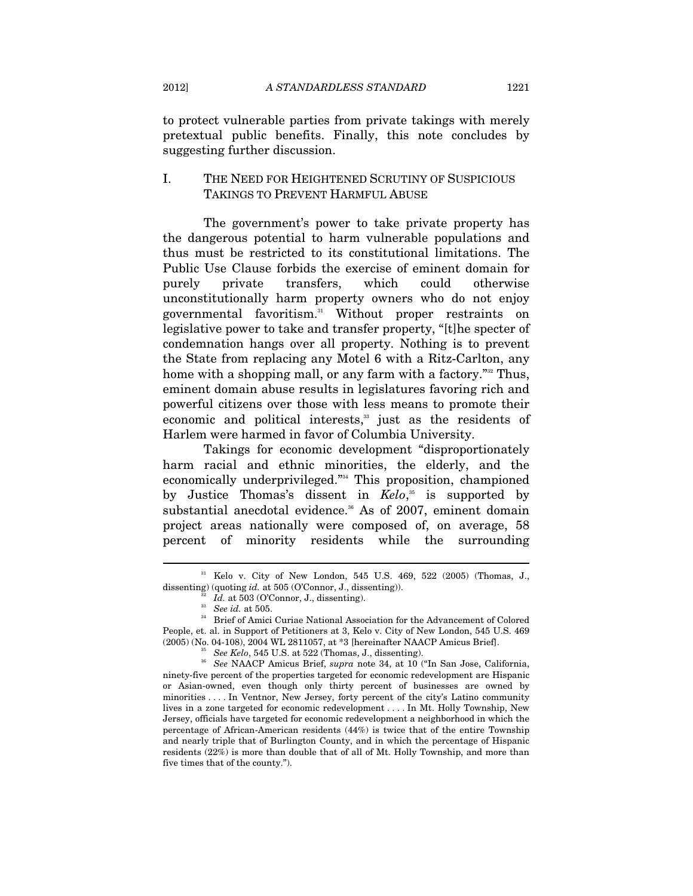to protect vulnerable parties from private takings with merely pretextual public benefits. Finally, this note concludes by suggesting further discussion.

## I. THE NEED FOR HEIGHTENED SCRUTINY OF SUSPICIOUS TAKINGS TO PREVENT HARMFUL ABUSE

The government's power to take private property has the dangerous potential to harm vulnerable populations and thus must be restricted to its constitutional limitations. The Public Use Clause forbids the exercise of eminent domain for purely private transfers, which could otherwise unconstitutionally harm property owners who do not enjoy governmental favoritism.[31] Without proper restraints on legislative power to take and transfer property, "[t]he specter of condemnation hangs over all property. Nothing is to prevent the State from replacing any Motel 6 with a Ritz-Carlton, any home with a shopping mall, or any farm with a factory."[32] Thus, eminent domain abuse results in legislatures favoring rich and powerful citizens over those with less means to promote their economic and political interests,[33] just as the residents of Harlem were harmed in favor of Columbia University.

Takings for economic development "disproportionately harm racial and ethnic minorities, the elderly, and the economically underprivileged."[34] This proposition, championed by Justice Thomas's dissent in *Kelo*,[35] is supported by substantial anecdotal evidence.[36] As of 2007, eminent domain project areas nationally were composed of, on average, 58 percent of minority residents while the surrounding

---

[31] Kelo v. City of New London, 545 U.S. 469, 522 (2005) (Thomas, J., dissenting) (quoting *id.* at 505 (O'Connor, J., dissenting)).

[32] *Id.* at 503 (O'Connor, J., dissenting).

[33] *See id.* at 505.

[34] Brief of Amici Curiae National Association for the Advancement of Colored People, et. al. in Support of Petitioners at 3, Kelo v. City of New London, 545 U.S. 469 (2005) (No. 04-108), 2004 WL 2811057, at *3 [hereinafter NAACP Amicus Brief].

[35] *See Kelo*, 545 U.S. at 522 (Thomas, J., dissenting).

[36] *See* NAACP Amicus Brief, *supra* note 34, at 10 ("In San Jose, California, ninety-five percent of the properties targeted for economic redevelopment are Hispanic or Asian-owned, even though only thirty percent of businesses are owned by minorities . . . . In Ventnor, New Jersey, forty percent of the city's Latino community lives in a zone targeted for economic redevelopment . . . . In Mt. Holly Township, New Jersey, officials have targeted for economic redevelopment a neighborhood in which the percentage of African-American residents (44%) is twice that of the entire Township and nearly triple that of Burlington County, and in which the percentage of Hispanic residents (22%) is more than double that of all of Mt. Holly Township, and more than five times that of the county.").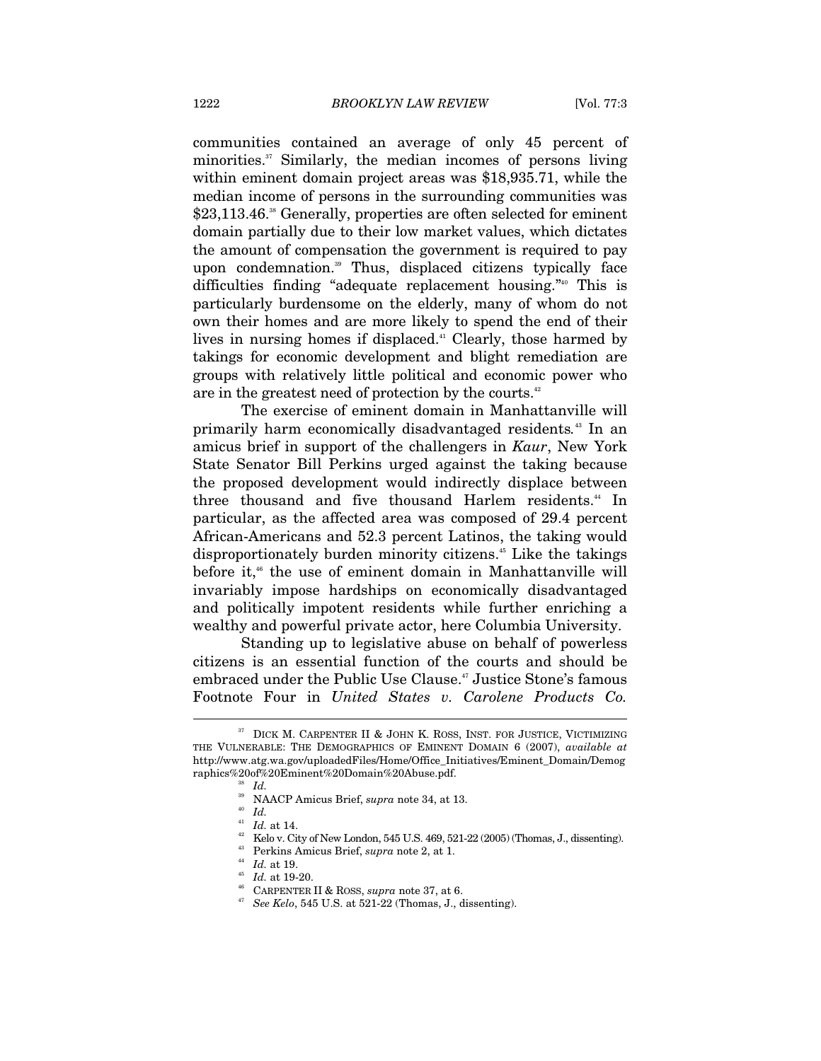communities contained an average of only 45 percent of minorities.[37] Similarly, the median incomes of persons living within eminent domain project areas was $18,935.71, while the median income of persons in the surrounding communities was $23,113.46.[38] Generally, properties are often selected for eminent domain partially due to their low market values, which dictates the amount of compensation the government is required to pay upon condemnation.[39] Thus, displaced citizens typically face difficulties finding "adequate replacement housing."[40] This is particularly burdensome on the elderly, many of whom do not own their homes and are more likely to spend the end of their lives in nursing homes if displaced.[41] Clearly, those harmed by takings for economic development and blight remediation are groups with relatively little political and economic power who are in the greatest need of protection by the courts.[42]

The exercise of eminent domain in Manhattanville will primarily harm economically disadvantaged residents.[43] In an amicus brief in support of the challengers in *Kaur*, New York State Senator Bill Perkins urged against the taking because the proposed development would indirectly displace between three thousand and five thousand Harlem residents.[44] In particular, as the affected area was composed of 29.4 percent African-Americans and 52.3 percent Latinos, the taking would disproportionately burden minority citizens.[45] Like the takings before it,[46] the use of eminent domain in Manhattanville will invariably impose hardships on economically disadvantaged and politically impotent residents while further enriching a wealthy and powerful private actor, here Columbia University.

Standing up to legislative abuse on behalf of powerless citizens is an essential function of the courts and should be embraced under the Public Use Clause.[47] Justice Stone's famous Footnote Four in *United States v. Carolene Products Co.*

---

[37] DICK M. CARPENTER II & JOHN K. ROSS, INST. FOR JUSTICE, VICTIMIZING THE VULNERABLE: THE DEMOGRAPHICS OF EMINENT DOMAIN 6 (2007), *available at* http://www.atg.wa.gov/uploadedFiles/Home/Office_Initiatives/Eminent_Domain/Demographics%20of%20Eminent%20Domain%20Abuse.pdf.

[38] *Id.*

[39] NAACP Amicus Brief, *supra* note 34, at 13.

[40] *Id.*

[41] *Id.* at 14.

[42] Kelo v. City of New London, 545 U.S. 469, 521-22 (2005) (Thomas, J., dissenting).

[43] Perkins Amicus Brief, *supra* note 2, at 1.

[44] *Id.* at 19.

[45] *Id.* at 19-20.

[46] CARPENTER II & ROSS, *supra* note 37, at 6.

[47] *See Kelo*, 545 U.S. at 521-22 (Thomas, J., dissenting).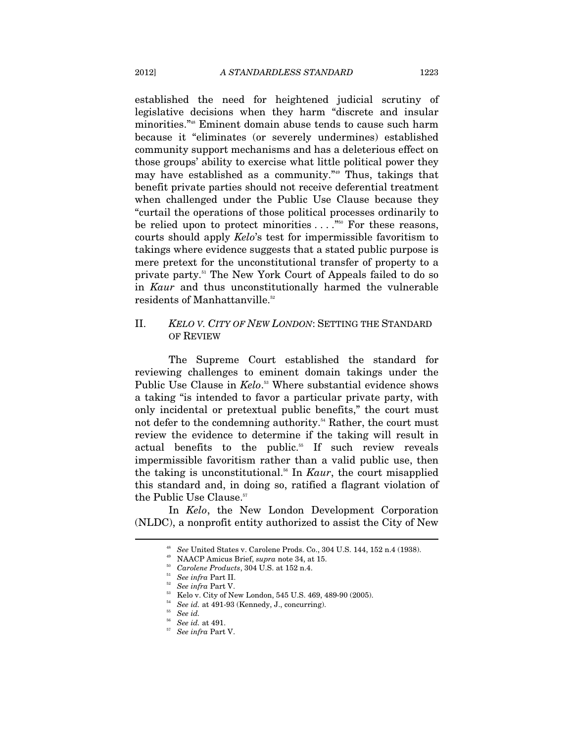established the need for heightened judicial scrutiny of legislative decisions when they harm "discrete and insular minorities."[48] Eminent domain abuse tends to cause such harm because it "eliminates (or severely undermines) established community support mechanisms and has a deleterious effect on those groups' ability to exercise what little political power they may have established as a community."[49] Thus, takings that benefit private parties should not receive deferential treatment when challenged under the Public Use Clause because they "curtail the operations of those political processes ordinarily to be relied upon to protect minorities . . . ."[50] For these reasons, courts should apply *Kelo*'s test for impermissible favoritism to takings where evidence suggests that a stated public purpose is mere pretext for the unconstitutional transfer of property to a private party.[51] The New York Court of Appeals failed to do so in *Kaur* and thus unconstitutionally harmed the vulnerable residents of Manhattanville.[52]

## II. *KELO V. CITY OF NEW LONDON*: SETTING THE STANDARD OF REVIEW

The Supreme Court established the standard for reviewing challenges to eminent domain takings under the Public Use Clause in *Kelo*.[53] Where substantial evidence shows a taking "is intended to favor a particular private party, with only incidental or pretextual public benefits," the court must not defer to the condemning authority.[54] Rather, the court must review the evidence to determine if the taking will result in actual benefits to the public.[55] If such review reveals impermissible favoritism rather than a valid public use, then the taking is unconstitutional.[56] In *Kaur*, the court misapplied this standard and, in doing so, ratified a flagrant violation of the Public Use Clause.[57]

In *Kelo*, the New London Development Corporation (NLDC), a nonprofit entity authorized to assist the City of New

---

[48] *See* United States v. Carolene Prods. Co., 304 U.S. 144, 152 n.4 (1938).

[49] NAACP Amicus Brief, *supra* note 34, at 15.

[50] *Carolene Products*, 304 U.S. at 152 n.4.

[51] *See infra* Part II.

[52] *See infra* Part V.

[53] Kelo v. City of New London, 545 U.S. 469, 489-90 (2005).

[54] *See id.* at 491-93 (Kennedy, J., concurring).

[55] *See id.*

[56] *See id.* at 491.

[57] *See infra* Part V.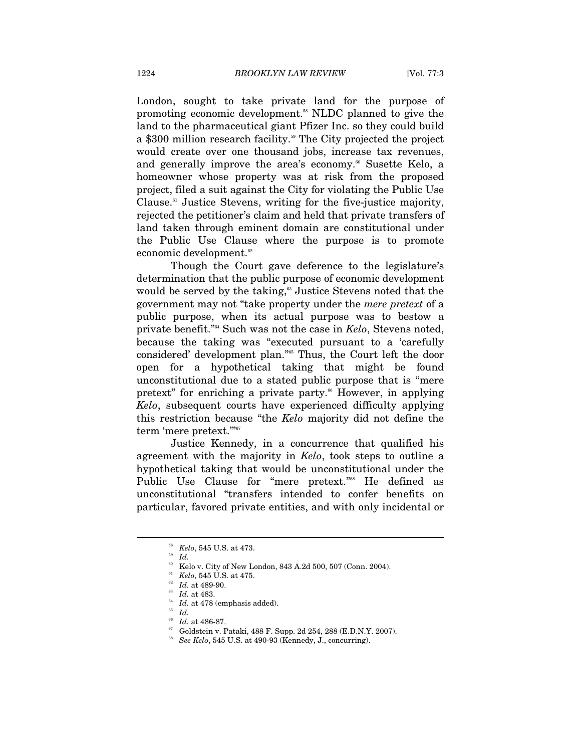London, sought to take private land for the purpose of promoting economic development.[58] NLDC planned to give the land to the pharmaceutical giant Pfizer Inc. so they could build a $300 million research facility.[59] The City projected the project would create over one thousand jobs, increase tax revenues, and generally improve the area's economy.[60] Susette Kelo, a homeowner whose property was at risk from the proposed project, filed a suit against the City for violating the Public Use Clause.[61] Justice Stevens, writing for the five-justice majority, rejected the petitioner's claim and held that private transfers of land taken through eminent domain are constitutional under the Public Use Clause where the purpose is to promote economic development.[62]

Though the Court gave deference to the legislature's determination that the public purpose of economic development would be served by the taking,[63] Justice Stevens noted that the government may not "take property under the *mere pretext* of a public purpose, when its actual purpose was to bestow a private benefit."[64] Such was not the case in *Kelo*, Stevens noted, because the taking was "executed pursuant to a 'carefully considered' development plan."[65] Thus, the Court left the door open for a hypothetical taking that might be found unconstitutional due to a stated public purpose that is "mere pretext" for enriching a private party.[66] However, in applying *Kelo*, subsequent courts have experienced difficulty applying this restriction because "the *Kelo* majority did not define the term 'mere pretext.'"[67]

Justice Kennedy, in a concurrence that qualified his agreement with the majority in *Kelo*, took steps to outline a hypothetical taking that would be unconstitutional under the Public Use Clause for "mere pretext."[68] He defined as unconstitutional "transfers intended to confer benefits on particular, favored private entities, and with only incidental or

---

[58] *Kelo*, 545 U.S. at 473.

[59] *Id.*

[60] Kelo v. City of New London, 843 A.2d 500, 507 (Conn. 2004).

[61] *Kelo*, 545 U.S. at 475.

[62] *Id.* at 489-90.

[63] *Id.* at 483.

[64] *Id.* at 478 (emphasis added).

[65] *Id.*

[66] *Id.* at 486-87.

[67] Goldstein v. Pataki, 488 F. Supp. 2d 254, 288 (E.D.N.Y. 2007).

[68] *See Kelo*, 545 U.S. at 490-93 (Kennedy, J., concurring).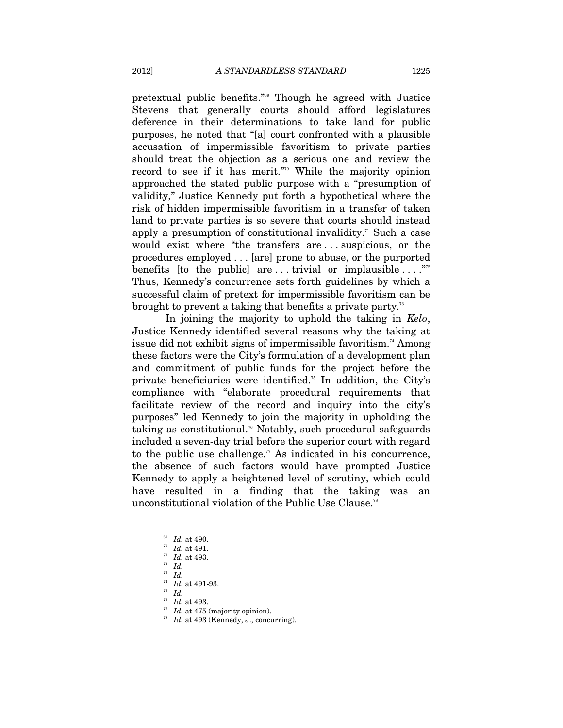pretextual public benefits."[69] Though he agreed with Justice Stevens that generally courts should afford legislatures deference in their determinations to take land for public purposes, he noted that "[a] court confronted with a plausible accusation of impermissible favoritism to private parties should treat the objection as a serious one and review the record to see if it has merit."[70] While the majority opinion approached the stated public purpose with a "presumption of validity," Justice Kennedy put forth a hypothetical where the risk of hidden impermissible favoritism in a transfer of taken land to private parties is so severe that courts should instead apply a presumption of constitutional invalidity.[71] Such a case would exist where "the transfers are . . . suspicious, or the procedures employed . . . [are] prone to abuse, or the purported benefits [to the public] are . . . trivial or implausible . . . ."[72] Thus, Kennedy's concurrence sets forth guidelines by which a successful claim of pretext for impermissible favoritism can be brought to prevent a taking that benefits a private party.[73]

In joining the majority to uphold the taking in *Kelo*, Justice Kennedy identified several reasons why the taking at issue did not exhibit signs of impermissible favoritism.[74] Among these factors were the City's formulation of a development plan and commitment of public funds for the project before the private beneficiaries were identified.[75] In addition, the City's compliance with "elaborate procedural requirements that facilitate review of the record and inquiry into the city's purposes" led Kennedy to join the majority in upholding the taking as constitutional.[76] Notably, such procedural safeguards included a seven-day trial before the superior court with regard to the public use challenge.[77] As indicated in his concurrence, the absence of such factors would have prompted Justice Kennedy to apply a heightened level of scrutiny, which could have resulted in a finding that the taking was an unconstitutional violation of the Public Use Clause.[78]

---

[69] *Id.* at 490.

[70] *Id.* at 491.

[71] *Id.* at 493.

[72] *Id.*

[73] *Id.*

[74] *Id.* at 491-93.

[75] *Id.*

[76] *Id.* at 493.

[77] *Id.* at 475 (majority opinion).

[78] *Id.* at 493 (Kennedy, J., concurring).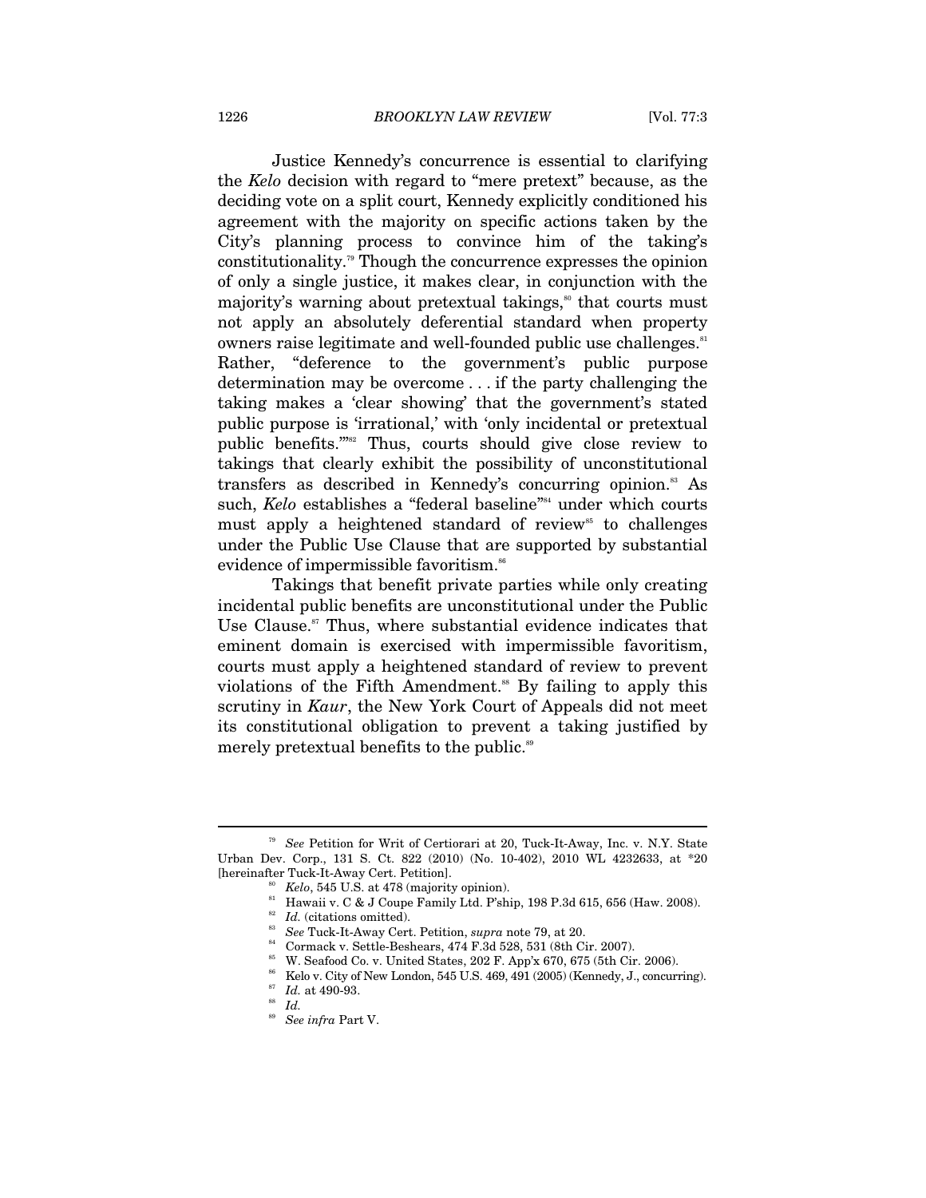Justice Kennedy's concurrence is essential to clarifying the *Kelo* decision with regard to "mere pretext" because, as the deciding vote on a split court, Kennedy explicitly conditioned his agreement with the majority on specific actions taken by the City's planning process to convince him of the taking's constitutionality.[79] Though the concurrence expresses the opinion of only a single justice, it makes clear, in conjunction with the majority's warning about pretextual takings,[80] that courts must not apply an absolutely deferential standard when property owners raise legitimate and well-founded public use challenges.[81] Rather, "deference to the government's public purpose determination may be overcome . . . if the party challenging the taking makes a 'clear showing' that the government's stated public purpose is 'irrational,' with 'only incidental or pretextual public benefits.'"[82] Thus, courts should give close review to takings that clearly exhibit the possibility of unconstitutional transfers as described in Kennedy's concurring opinion.[83] As such, *Kelo* establishes a "federal baseline"[84] under which courts must apply a heightened standard of review[85] to challenges under the Public Use Clause that are supported by substantial evidence of impermissible favoritism.[86]

Takings that benefit private parties while only creating incidental public benefits are unconstitutional under the Public Use Clause.[87] Thus, where substantial evidence indicates that eminent domain is exercised with impermissible favoritism, courts must apply a heightened standard of review to prevent violations of the Fifth Amendment.[88] By failing to apply this scrutiny in *Kaur*, the New York Court of Appeals did not meet its constitutional obligation to prevent a taking justified by merely pretextual benefits to the public.[89]

---

[79] *See* Petition for Writ of Certiorari at 20, Tuck-It-Away, Inc. v. N.Y. State Urban Dev. Corp., 131 S. Ct. 822 (2010) (No. 10-402), 2010 WL 4232633, at *20 [hereinafter Tuck-It-Away Cert. Petition].

[80] *Kelo*, 545 U.S. at 478 (majority opinion).

[81] Hawaii v. C & J Coupe Family Ltd. P'ship, 198 P.3d 615, 656 (Haw. 2008).

[82] *Id.* (citations omitted).

[83] *See* Tuck-It-Away Cert. Petition, *supra* note 79, at 20.

[84] Cormack v. Settle-Beshears, 474 F.3d 528, 531 (8th Cir. 2007).

[85] W. Seafood Co. v. United States, 202 F. App'x 670, 675 (5th Cir. 2006).

[86] Kelo v. City of New London, 545 U.S. 469, 491 (2005) (Kennedy, J., concurring).

[87] *Id.* at 490-93.

[88] *Id.*

[89] *See infra* Part V.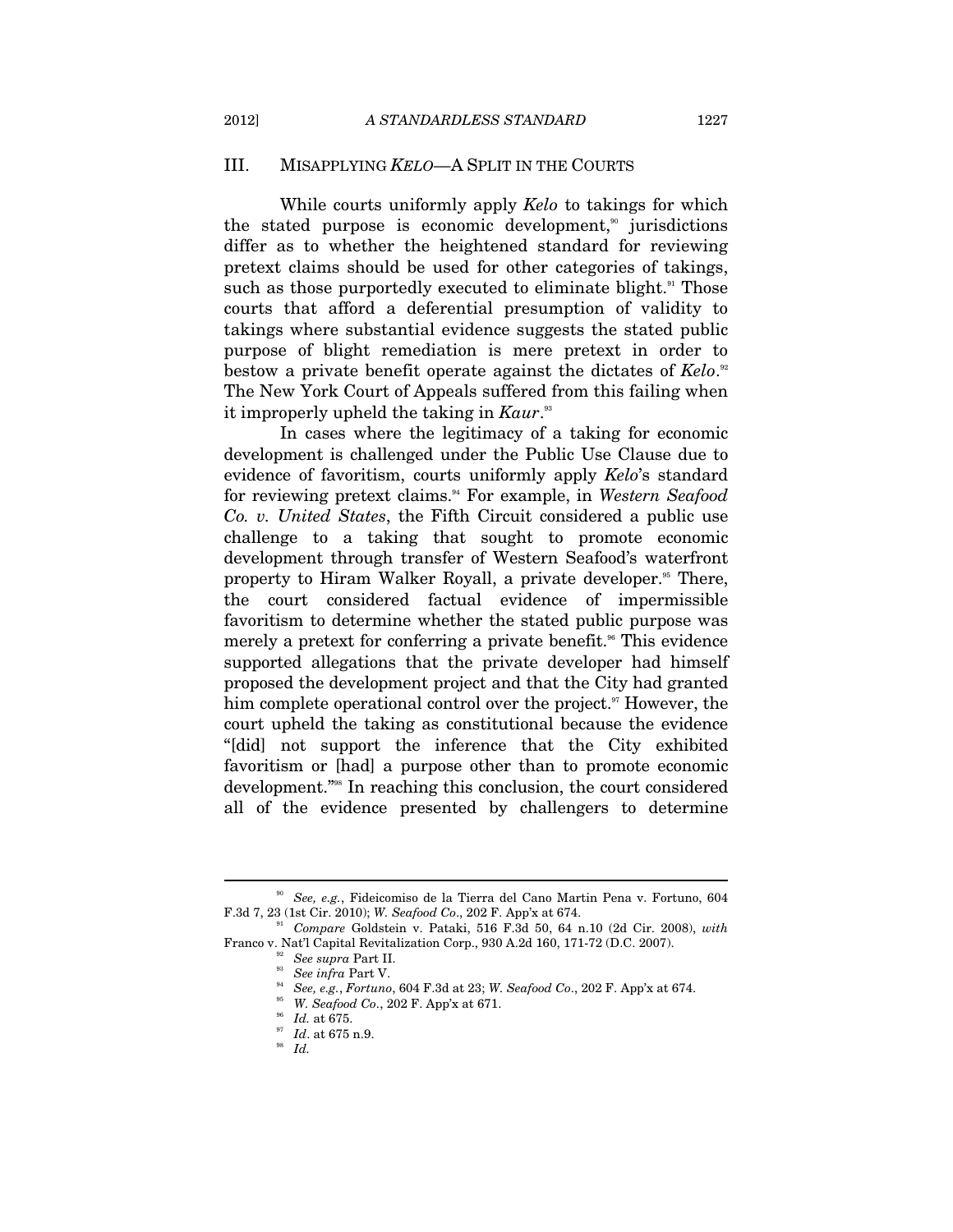## III. MISAPPLYING *KELO*—A SPLIT IN THE COURTS

While courts uniformly apply *Kelo* to takings for which the stated purpose is economic development,[90] jurisdictions differ as to whether the heightened standard for reviewing pretext claims should be used for other categories of takings, such as those purportedly executed to eliminate blight.[91] Those courts that afford a deferential presumption of validity to takings where substantial evidence suggests the stated public purpose of blight remediation is mere pretext in order to bestow a private benefit operate against the dictates of *Kelo*.[92] The New York Court of Appeals suffered from this failing when it improperly upheld the taking in *Kaur*.[93]

In cases where the legitimacy of a taking for economic development is challenged under the Public Use Clause due to evidence of favoritism, courts uniformly apply *Kelo*'s standard for reviewing pretext claims.[94] For example, in *Western Seafood Co. v. United States*, the Fifth Circuit considered a public use challenge to a taking that sought to promote economic development through transfer of Western Seafood's waterfront property to Hiram Walker Royall, a private developer.[95] There, the court considered factual evidence of impermissible favoritism to determine whether the stated public purpose was merely a pretext for conferring a private benefit.[96] This evidence supported allegations that the private developer had himself proposed the development project and that the City had granted him complete operational control over the project.[97] However, the court upheld the taking as constitutional because the evidence "[did] not support the inference that the City exhibited favoritism or [had] a purpose other than to promote economic development."[98] In reaching this conclusion, the court considered all of the evidence presented by challengers to determine

---

[90] *See, e.g.*, Fideicomiso de la Tierra del Cano Martin Pena v. Fortuno, 604 F.3d 7, 23 (1st Cir. 2010); *W. Seafood Co*., 202 F. App'x at 674.

[91] *Compare* Goldstein v. Pataki, 516 F.3d 50, 64 n.10 (2d Cir. 2008), *with* Franco v. Nat'l Capital Revitalization Corp., 930 A.2d 160, 171-72 (D.C. 2007).

[92] *See supra* Part II.

[93] *See infra* Part V.

[94] *See, e.g.*, *Fortuno*, 604 F.3d at 23; *W. Seafood Co*., 202 F. App'x at 674.

[95] *W. Seafood Co*., 202 F. App'x at 671.

[96] *Id.* at 675.

[97] *Id*. at 675 n.9.

[98] *Id.*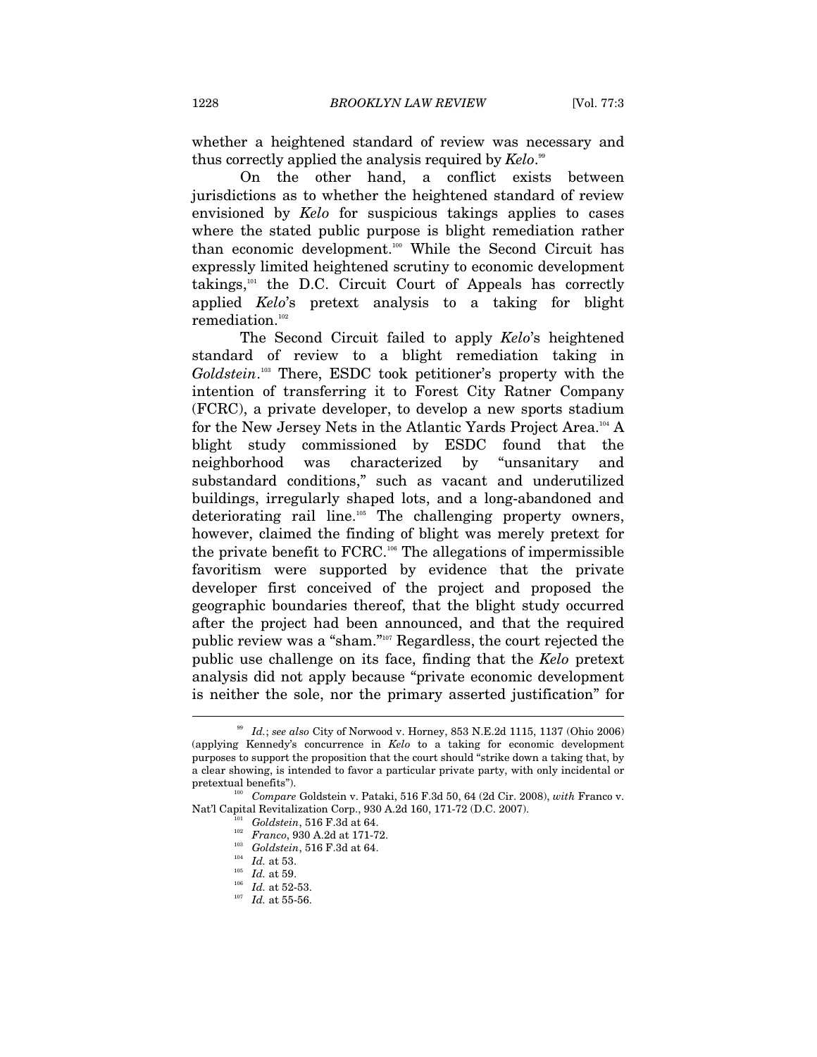whether a heightened standard of review was necessary and thus correctly applied the analysis required by *Kelo*.[99]

On the other hand, a conflict exists between jurisdictions as to whether the heightened standard of review envisioned by *Kelo* for suspicious takings applies to cases where the stated public purpose is blight remediation rather than economic development.[100] While the Second Circuit has expressly limited heightened scrutiny to economic development takings,[101] the D.C. Circuit Court of Appeals has correctly applied *Kelo*'s pretext analysis to a taking for blight remediation.[102]

The Second Circuit failed to apply *Kelo*'s heightened standard of review to a blight remediation taking in *Goldstein*.[103] There, ESDC took petitioner's property with the intention of transferring it to Forest City Ratner Company (FCRC), a private developer, to develop a new sports stadium for the New Jersey Nets in the Atlantic Yards Project Area.[104] A blight study commissioned by ESDC found that the neighborhood was characterized by "unsanitary and substandard conditions," such as vacant and underutilized buildings, irregularly shaped lots, and a long-abandoned and deteriorating rail line.[105] The challenging property owners, however, claimed the finding of blight was merely pretext for the private benefit to FCRC.[106] The allegations of impermissible favoritism were supported by evidence that the private developer first conceived of the project and proposed the geographic boundaries thereof, that the blight study occurred after the project had been announced, and that the required public review was a "sham."[107] Regardless, the court rejected the public use challenge on its face, finding that the *Kelo* pretext analysis did not apply because "private economic development is neither the sole, nor the primary asserted justification" for

---

[99] *Id.*; *see also* City of Norwood v. Horney, 853 N.E.2d 1115, 1137 (Ohio 2006) (applying Kennedy's concurrence in *Kelo* to a taking for economic development purposes to support the proposition that the court should "strike down a taking that, by a clear showing, is intended to favor a particular private party, with only incidental or pretextual benefits").

[100] *Compare* Goldstein v. Pataki, 516 F.3d 50, 64 (2d Cir. 2008), *with* Franco v. Nat'l Capital Revitalization Corp., 930 A.2d 160, 171-72 (D.C. 2007).

[101] *Goldstein*, 516 F.3d at 64.

[102] *Franco*, 930 A.2d at 171-72.

[103] *Goldstein*, 516 F.3d at 64.

[104] *Id.* at 53.

[105] *Id.* at 59.

[106] *Id.* at 52-53.

[107] *Id.* at 55-56.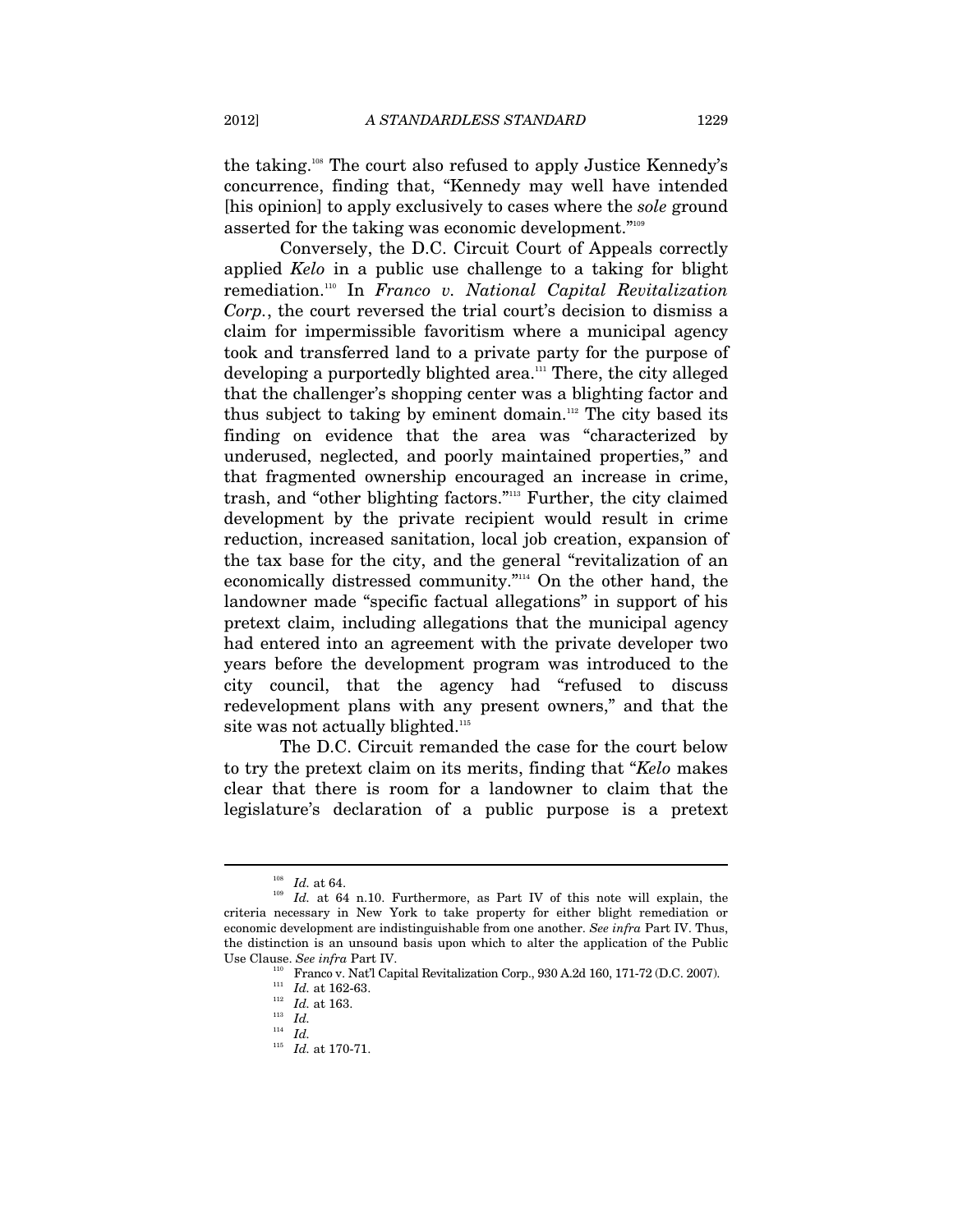the taking.[108] The court also refused to apply Justice Kennedy's concurrence, finding that, "Kennedy may well have intended [his opinion] to apply exclusively to cases where the *sole* ground asserted for the taking was economic development."[109]

Conversely, the D.C. Circuit Court of Appeals correctly applied *Kelo* in a public use challenge to a taking for blight remediation.[110] In *Franco v. National Capital Revitalization Corp.*, the court reversed the trial court's decision to dismiss a claim for impermissible favoritism where a municipal agency took and transferred land to a private party for the purpose of developing a purportedly blighted area.[111] There, the city alleged that the challenger's shopping center was a blighting factor and thus subject to taking by eminent domain.[112] The city based its finding on evidence that the area was "characterized by underused, neglected, and poorly maintained properties," and that fragmented ownership encouraged an increase in crime, trash, and "other blighting factors."[113] Further, the city claimed development by the private recipient would result in crime reduction, increased sanitation, local job creation, expansion of the tax base for the city, and the general "revitalization of an economically distressed community."[114] On the other hand, the landowner made "specific factual allegations" in support of his pretext claim, including allegations that the municipal agency had entered into an agreement with the private developer two years before the development program was introduced to the city council, that the agency had "refused to discuss redevelopment plans with any present owners," and that the site was not actually blighted.[115]

The D.C. Circuit remanded the case for the court below to try the pretext claim on its merits, finding that "*Kelo* makes clear that there is room for a landowner to claim that the legislature's declaration of a public purpose is a pretext

---

[108] *Id.* at 64.

[109] *Id.* at 64 n.10. Furthermore, as Part IV of this note will explain, the criteria necessary in New York to take property for either blight remediation or economic development are indistinguishable from one another. *See infra* Part IV. Thus, the distinction is an unsound basis upon which to alter the application of the Public Use Clause. *See infra* Part IV.

[110] Franco v. Nat'l Capital Revitalization Corp., 930 A.2d 160, 171-72 (D.C. 2007).

[111] *Id.* at 162-63.

[112] *Id.* at 163.

[113] *Id.*

[114] *Id.*

[115] *Id.* at 170-71.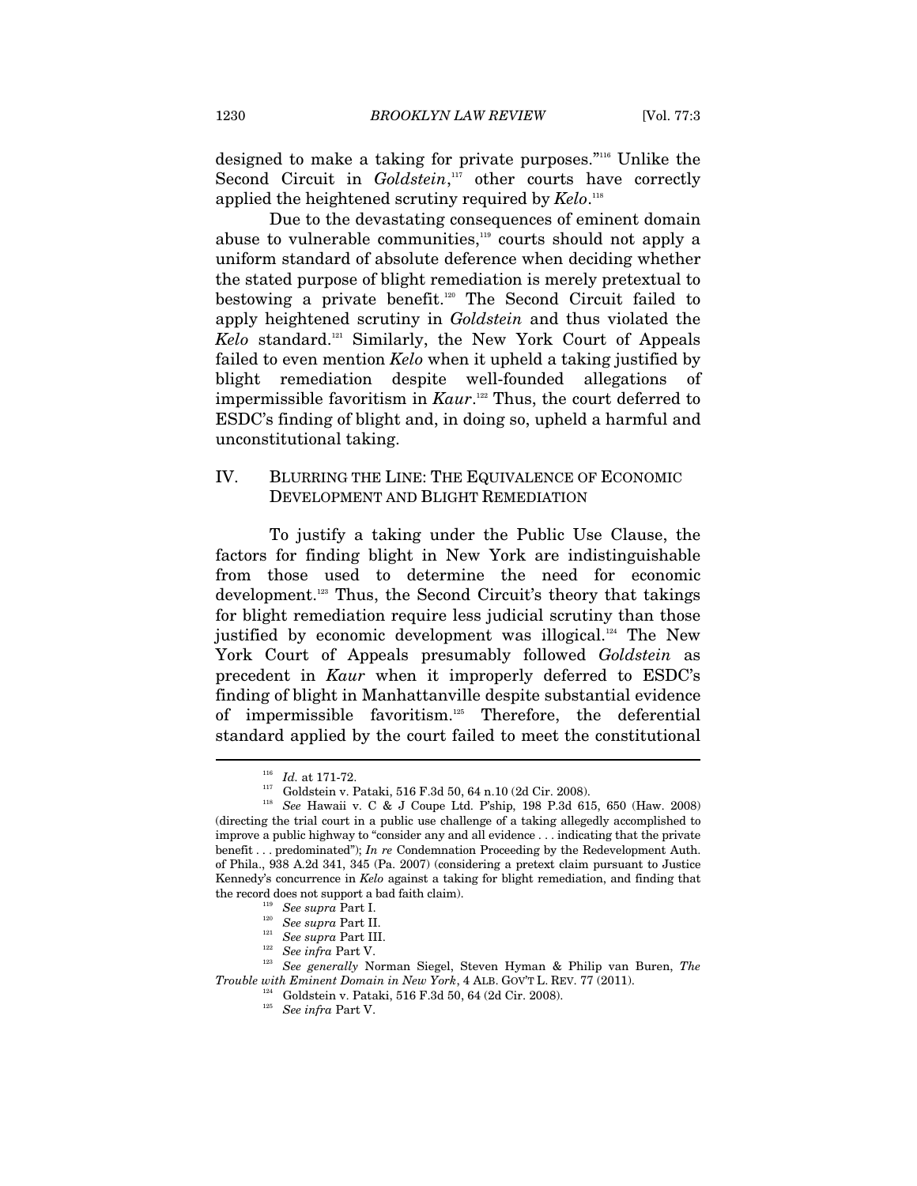designed to make a taking for private purposes."[116] Unlike the Second Circuit in *Goldstein*,[117] other courts have correctly applied the heightened scrutiny required by *Kelo*.[118]

Due to the devastating consequences of eminent domain abuse to vulnerable communities,[119] courts should not apply a uniform standard of absolute deference when deciding whether the stated purpose of blight remediation is merely pretextual to bestowing a private benefit.[120] The Second Circuit failed to apply heightened scrutiny in *Goldstein* and thus violated the *Kelo* standard.[121] Similarly, the New York Court of Appeals failed to even mention *Kelo* when it upheld a taking justified by blight remediation despite well-founded allegations of impermissible favoritism in *Kaur*.[122] Thus, the court deferred to ESDC's finding of blight and, in doing so, upheld a harmful and unconstitutional taking.

## IV. BLURRING THE LINE: THE EQUIVALENCE OF ECONOMIC DEVELOPMENT AND BLIGHT REMEDIATION

To justify a taking under the Public Use Clause, the factors for finding blight in New York are indistinguishable from those used to determine the need for economic development.[123] Thus, the Second Circuit's theory that takings for blight remediation require less judicial scrutiny than those justified by economic development was illogical.[124] The New York Court of Appeals presumably followed *Goldstein* as precedent in *Kaur* when it improperly deferred to ESDC's finding of blight in Manhattanville despite substantial evidence of impermissible favoritism.[125] Therefore, the deferential standard applied by the court failed to meet the constitutional

---

[116] *Id.* at 171-72.

[117] Goldstein v. Pataki, 516 F.3d 50, 64 n.10 (2d Cir. 2008).

[118] *See* Hawaii v. C & J Coupe Ltd. P'ship, 198 P.3d 615, 650 (Haw. 2008) (directing the trial court in a public use challenge of a taking allegedly accomplished to improve a public highway to "consider any and all evidence . . . indicating that the private benefit . . . predominated"); *In re* Condemnation Proceeding by the Redevelopment Auth. of Phila., 938 A.2d 341, 345 (Pa. 2007) (considering a pretext claim pursuant to Justice Kennedy's concurrence in *Kelo* against a taking for blight remediation, and finding that the record does not support a bad faith claim).

[119] *See supra* Part I.

[120] *See supra* Part II.

[121] *See supra* Part III.

[122] *See infra* Part V.

[123] *See generally* Norman Siegel, Steven Hyman & Philip van Buren, *The Trouble with Eminent Domain in New York*, 4 ALB. GOV'T L. REV. 77 (2011).

[124] Goldstein v. Pataki, 516 F.3d 50, 64 (2d Cir. 2008).

[125] *See infra* Part V.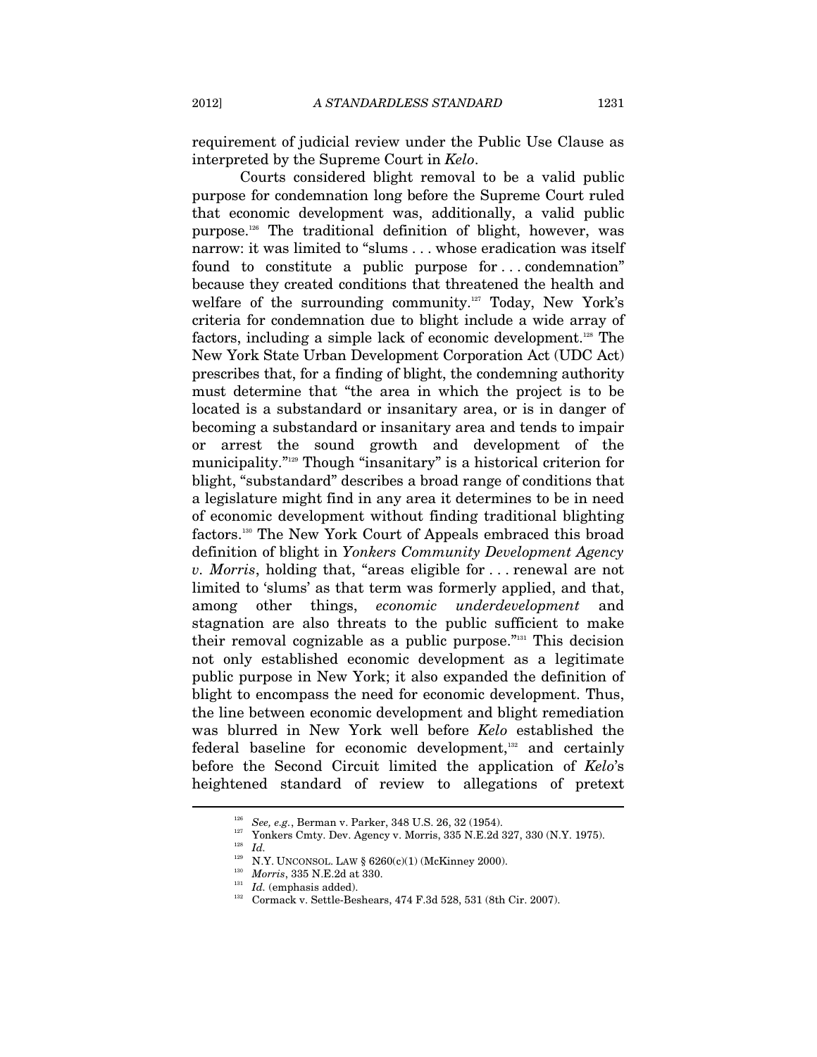requirement of judicial review under the Public Use Clause as interpreted by the Supreme Court in *Kelo*.

Courts considered blight removal to be a valid public purpose for condemnation long before the Supreme Court ruled that economic development was, additionally, a valid public purpose.[126] The traditional definition of blight, however, was narrow: it was limited to "slums . . . whose eradication was itself found to constitute a public purpose for . . . condemnation" because they created conditions that threatened the health and welfare of the surrounding community.[127] Today, New York's criteria for condemnation due to blight include a wide array of factors, including a simple lack of economic development.[128] The New York State Urban Development Corporation Act (UDC Act) prescribes that, for a finding of blight, the condemning authority must determine that "the area in which the project is to be located is a substandard or insanitary area, or is in danger of becoming a substandard or insanitary area and tends to impair or arrest the sound growth and development of the municipality."[129] Though "insanitary" is a historical criterion for blight, "substandard" describes a broad range of conditions that a legislature might find in any area it determines to be in need of economic development without finding traditional blighting factors.[130] The New York Court of Appeals embraced this broad definition of blight in *Yonkers Community Development Agency v. Morris*, holding that, "areas eligible for . . . renewal are not limited to 'slums' as that term was formerly applied, and that, among other things, *economic underdevelopment* and stagnation are also threats to the public sufficient to make their removal cognizable as a public purpose."[131] This decision not only established economic development as a legitimate public purpose in New York; it also expanded the definition of blight to encompass the need for economic development. Thus, the line between economic development and blight remediation was blurred in New York well before *Kelo* established the federal baseline for economic development,[132] and certainly before the Second Circuit limited the application of *Kelo*'s heightened standard of review to allegations of pretext

---

[126] *See, e.g.*, Berman v. Parker, 348 U.S. 26, 32 (1954).

[127] Yonkers Cmty. Dev. Agency v. Morris, 335 N.E.2d 327, 330 (N.Y. 1975).

[128] *Id.*

[129] N.Y. UNCONSOL. LAW § 6260(c)(1) (McKinney 2000).

[130] *Morris*, 335 N.E.2d at 330.

[131] *Id.* (emphasis added).

[132] Cormack v. Settle-Beshears, 474 F.3d 528, 531 (8th Cir. 2007).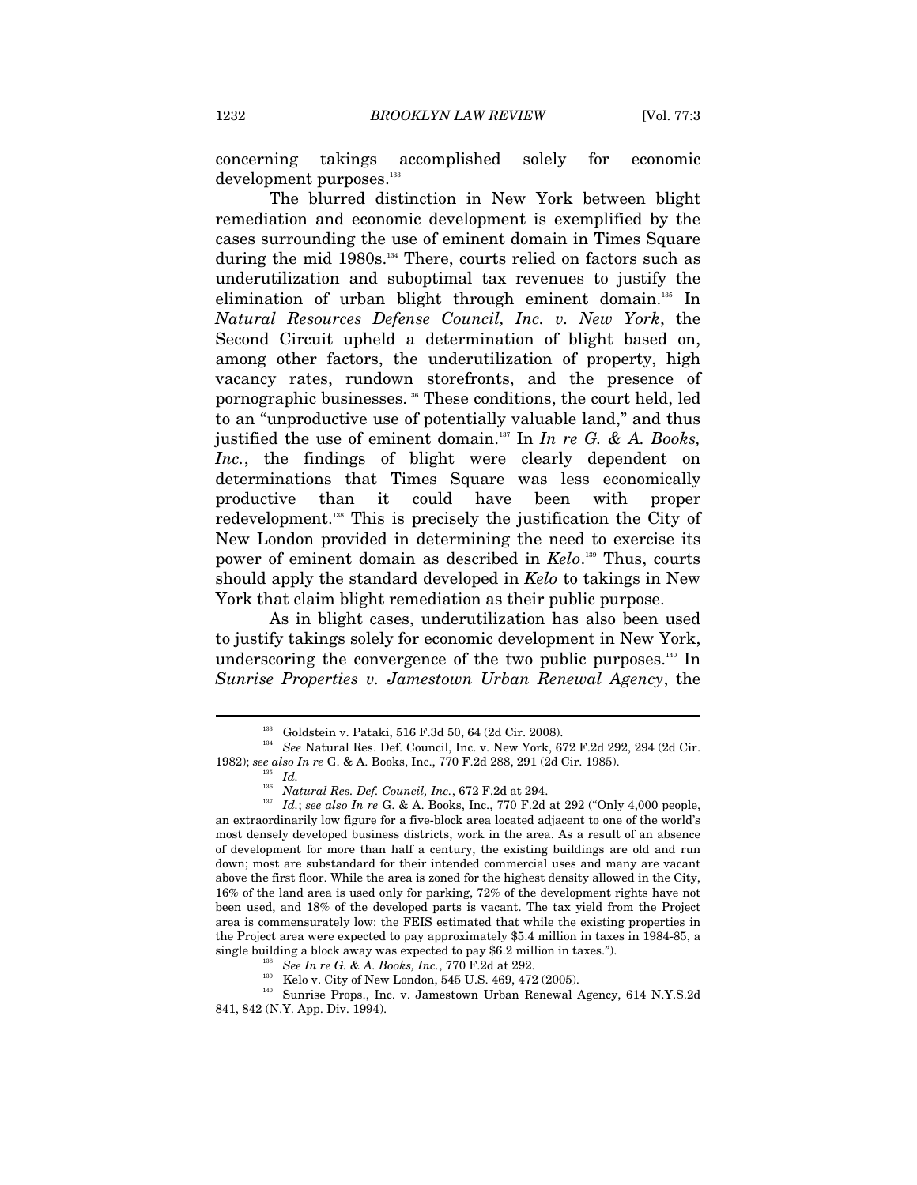concerning takings accomplished solely for economic development purposes.[133]

The blurred distinction in New York between blight remediation and economic development is exemplified by the cases surrounding the use of eminent domain in Times Square during the mid 1980s.[134] There, courts relied on factors such as underutilization and suboptimal tax revenues to justify the elimination of urban blight through eminent domain.[135] In *Natural Resources Defense Council, Inc. v. New York*, the Second Circuit upheld a determination of blight based on, among other factors, the underutilization of property, high vacancy rates, rundown storefronts, and the presence of pornographic businesses.[136] These conditions, the court held, led to an "unproductive use of potentially valuable land," and thus justified the use of eminent domain.[137] In *In re G. & A. Books, Inc.*, the findings of blight were clearly dependent on determinations that Times Square was less economically productive than it could have been with proper redevelopment.[138] This is precisely the justification the City of New London provided in determining the need to exercise its power of eminent domain as described in *Kelo*.[139] Thus, courts should apply the standard developed in *Kelo* to takings in New York that claim blight remediation as their public purpose.

As in blight cases, underutilization has also been used to justify takings solely for economic development in New York, underscoring the convergence of the two public purposes.[140] In *Sunrise Properties v. Jamestown Urban Renewal Agency*, the

---

[133] Goldstein v. Pataki, 516 F.3d 50, 64 (2d Cir. 2008).

[134] *See* Natural Res. Def. Council, Inc. v. New York, 672 F.2d 292, 294 (2d Cir. 1982); *see also In re* G. & A. Books, Inc., 770 F.2d 288, 291 (2d Cir. 1985).

[135] *Id.*

[136] *Natural Res. Def. Council, Inc.*, 672 F.2d at 294.

[137] *Id.*; *see also In re* G. & A. Books, Inc., 770 F.2d at 292 ("Only 4,000 people, an extraordinarily low figure for a five-block area located adjacent to one of the world's most densely developed business districts, work in the area. As a result of an absence of development for more than half a century, the existing buildings are old and run down; most are substandard for their intended commercial uses and many are vacant above the first floor. While the area is zoned for the highest density allowed in the City, 16% of the land area is used only for parking, 72% of the development rights have not been used, and 18% of the developed parts is vacant. The tax yield from the Project area is commensurately low: the FEIS estimated that while the existing properties in the Project area were expected to pay approximately $5.4 million in taxes in 1984-85, a single building a block away was expected to pay $6.2 million in taxes.").

[138] *See In re G. & A. Books, Inc.*, 770 F.2d at 292.

[139] Kelo v. City of New London, 545 U.S. 469, 472 (2005).

[140] Sunrise Props., Inc. v. Jamestown Urban Renewal Agency, 614 N.Y.S.2d 841, 842 (N.Y. App. Div. 1994).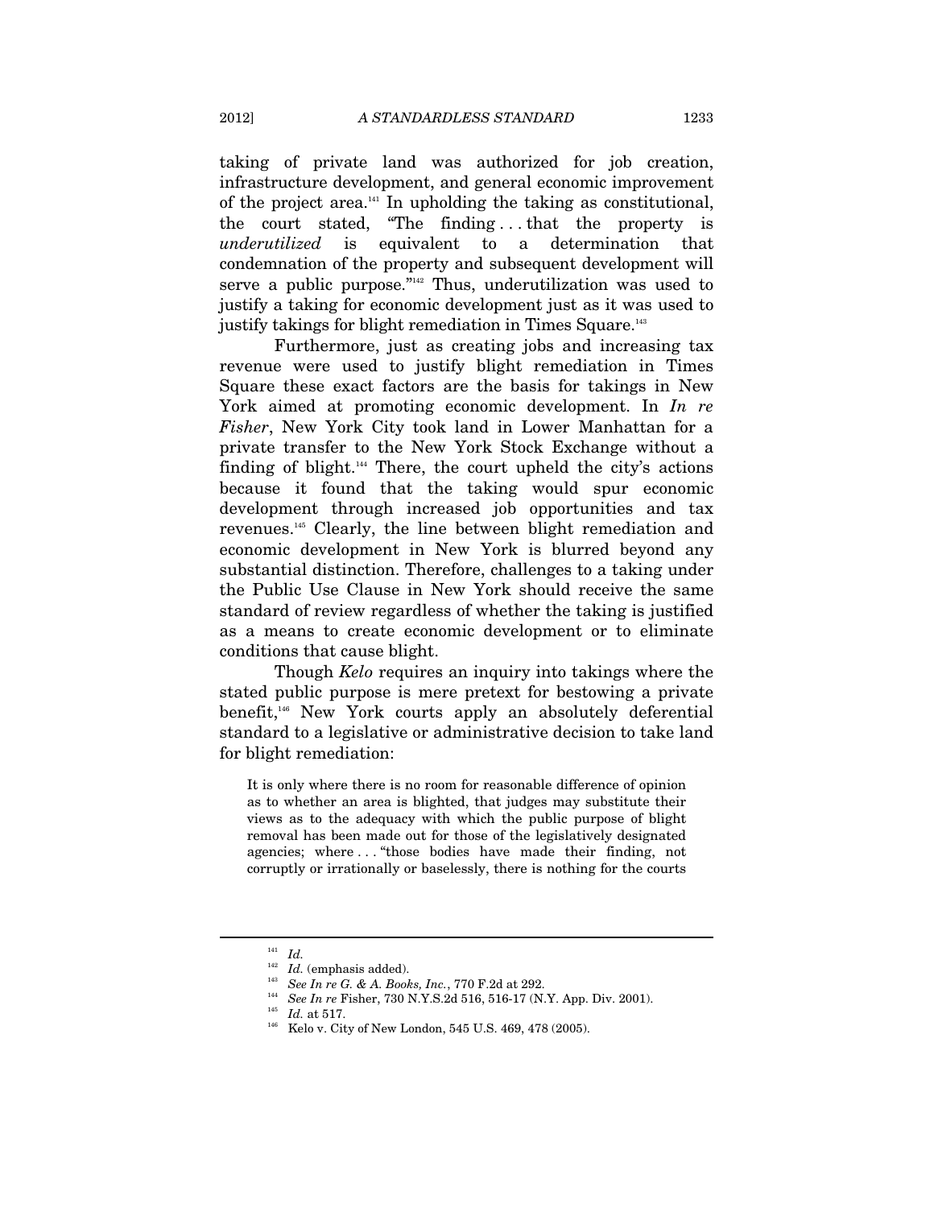taking of private land was authorized for job creation, infrastructure development, and general economic improvement of the project area.[141] In upholding the taking as constitutional, the court stated, "The finding . . . that the property is *underutilized* is equivalent to a determination that condemnation of the property and subsequent development will serve a public purpose."[142] Thus, underutilization was used to justify a taking for economic development just as it was used to justify takings for blight remediation in Times Square.[143]

Furthermore, just as creating jobs and increasing tax revenue were used to justify blight remediation in Times Square these exact factors are the basis for takings in New York aimed at promoting economic development. In *In re Fisher*, New York City took land in Lower Manhattan for a private transfer to the New York Stock Exchange without a finding of blight.[144] There, the court upheld the city's actions because it found that the taking would spur economic development through increased job opportunities and tax revenues.[145] Clearly, the line between blight remediation and economic development in New York is blurred beyond any substantial distinction. Therefore, challenges to a taking under the Public Use Clause in New York should receive the same standard of review regardless of whether the taking is justified as a means to create economic development or to eliminate conditions that cause blight.

Though *Kelo* requires an inquiry into takings where the stated public purpose is mere pretext for bestowing a private benefit,[146] New York courts apply an absolutely deferential standard to a legislative or administrative decision to take land for blight remediation:

> It is only where there is no room for reasonable difference of opinion as to whether an area is blighted, that judges may substitute their views as to the adequacy with which the public purpose of blight removal has been made out for those of the legislatively designated agencies; where . . . "those bodies have made their finding, not corruptly or irrationally or baselessly, there is nothing for the courts

---

[141] *Id.*

[142] *Id.* (emphasis added).

[143] *See In re G. & A. Books, Inc.*, 770 F.2d at 292.

[144] *See In re* Fisher, 730 N.Y.S.2d 516, 516-17 (N.Y. App. Div. 2001).

[145] *Id.* at 517.

[146] Kelo v. City of New London, 545 U.S. 469, 478 (2005).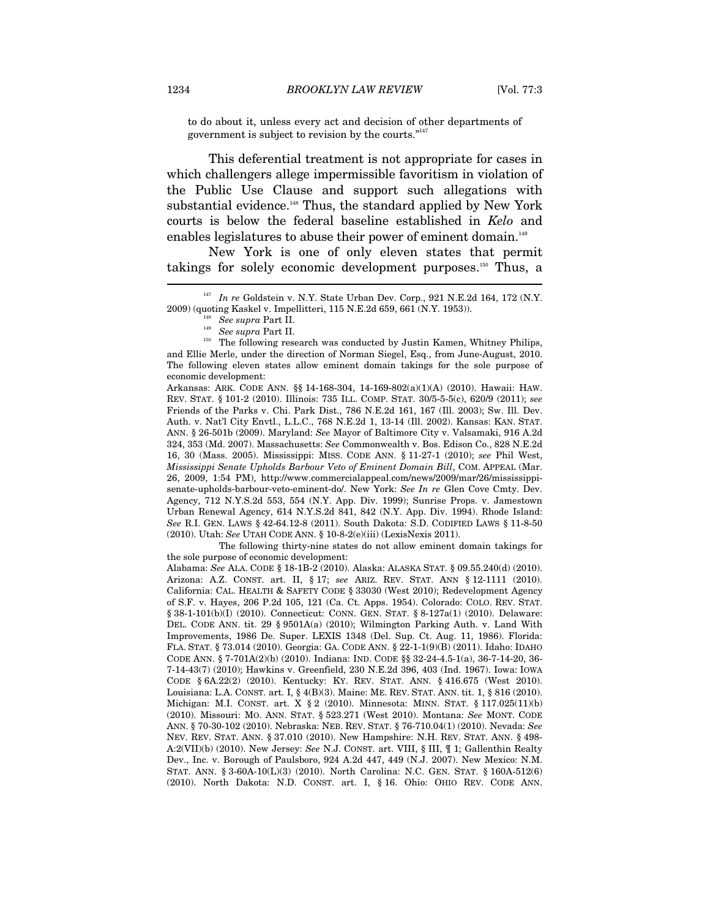to do about it, unless every act and decision of other departments of government is subject to revision by the courts."[147]

This deferential treatment is not appropriate for cases in which challengers allege impermissible favoritism in violation of the Public Use Clause and support such allegations with substantial evidence.[148] Thus, the standard applied by New York courts is below the federal baseline established in *Kelo* and enables legislatures to abuse their power of eminent domain.[149]

New York is one of only eleven states that permit takings for solely economic development purposes.[150] Thus, a

---

[147] *In re* Goldstein v. N.Y. State Urban Dev. Corp., 921 N.E.2d 164, 172 (N.Y. 2009) (quoting Kaskel v. Impellitteri, 115 N.E.2d 659, 661 (N.Y. 1953)).

[148] *See supra* Part II.

[149] *See supra* Part II.

[150] The following research was conducted by Justin Kamen, Whitney Philips, and Ellie Merle, under the direction of Norman Siegel, Esq., from June-August, 2010. The following eleven states allow eminent domain takings for the sole purpose of economic development:

Arkansas: ARK. CODE ANN. §§ 14-168-304, 14-169-802(a)(1)(A) (2010). Hawaii: HAW. REV. STAT. § 101-2 (2010). Illinois: 735 ILL. COMP. STAT. 30/5-5-5(c), 620/9 (2011); *see* Friends of the Parks v. Chi. Park Dist., 786 N.E.2d 161, 167 (Ill. 2003); Sw. Ill. Dev. Auth. v. Nat'l City Envtl., L.L.C., 768 N.E.2d 1, 13-14 (Ill. 2002). Kansas: KAN. STAT. ANN. § 26-501b (2009). Maryland: *See* Mayor of Baltimore City v. Valsamaki, 916 A.2d 324, 353 (Md. 2007). Massachusetts: *See* Commonwealth v. Bos. Edison Co., 828 N.E.2d 16, 30 (Mass. 2005). Mississippi: MISS. CODE ANN. § 11-27-1 (2010); *see* Phil West, *Mississippi Senate Upholds Barbour Veto of Eminent Domain Bill*, COM. APPEAL (Mar. 26, 2009, 1:54 PM), http://www.commercialappeal.com/news/2009/mar/26/mississippi-senate-upholds-barbour-veto-eminent-do/. New York: *See In re* Glen Cove Cmty. Dev. Agency, 712 N.Y.S.2d 553, 554 (N.Y. App. Div. 1999); Sunrise Props. v. Jamestown Urban Renewal Agency, 614 N.Y.S.2d 841, 842 (N.Y. App. Div. 1994). Rhode Island: *See* R.I. GEN. LAWS § 42-64.12-8 (2011). South Dakota: S.D. CODIFIED LAWS § 11-8-50 (2010). Utah: *See* UTAH CODE ANN. § 10-8-2(e)(iii) (LexisNexis 2011).

The following thirty-nine states do not allow eminent domain takings for the sole purpose of economic development:

Alabama: *See* ALA. CODE § 18-1B-2 (2010). Alaska: ALASKA STAT. § 09.55.240(d) (2010). Arizona: A.Z. CONST. art. II, § 17; *see* ARIZ. REV. STAT. ANN § 12-1111 (2010). California: CAL. HEALTH & SAFETY CODE § 33030 (West 2010); Redevelopment Agency of S.F. v. Hayes, 206 P.2d 105, 121 (Ca. Ct. Apps. 1954). Colorado: COLO. REV. STAT. § 38-1-101(b)(I) (2010). Connecticut: CONN. GEN. STAT. § 8-127a(1) (2010). Delaware: DEL. CODE ANN. tit. 29 § 9501A(a) (2010); Wilmington Parking Auth. v. Land With Improvements, 1986 De. Super. LEXIS 1348 (Del. Sup. Ct. Aug. 11, 1986). Florida: FLA. STAT. § 73.014 (2010). Georgia: GA. CODE ANN. § 22-1-1(9)(B) (2011). Idaho: IDAHO CODE ANN. § 7-701A(2)(b) (2010). Indiana: IND. CODE §§ 32-24-4.5-1(a), 36-7-14-20, 36-7-14-43(7) (2010); Hawkins v. Greenfield, 230 N.E.2d 396, 403 (Ind. 1967). Iowa: IOWA CODE § 6A.22(2) (2010). Kentucky: KY. REV. STAT. ANN. § 416.675 (West 2010). Louisiana: L.A. CONST. art. I, § 4(B)(3). Maine: ME. REV. STAT. ANN. tit. 1, § 816 (2010). Michigan: M.I. CONST. art. X § 2 (2010). Minnesota: MINN. STAT. § 117.025(11)(b) (2010). Missouri: MO. ANN. STAT. § 523.271 (West 2010). Montana: *See* MONT. CODE ANN. § 70-30-102 (2010). Nebraska: NEB. REV. STAT. § 76-710.04(1) (2010). Nevada: *See* NEV. REV. STAT. ANN. § 37.010 (2010). New Hampshire: N.H. REV. STAT. ANN. § 498-A:2(VII)(b) (2010). New Jersey: *See* N.J. CONST. art. VIII, § III, ¶ 1; Gallenthin Realty Dev., Inc. v. Borough of Paulsboro, 924 A.2d 447, 449 (N.J. 2007). New Mexico: N.M. STAT. ANN. § 3-60A-10(L)(3) (2010). North Carolina: N.C. GEN. STAT. § 160A-512(6) (2010). North Dakota: N.D. CONST. art. I, § 16. Ohio: OHIO REV. CODE ANN.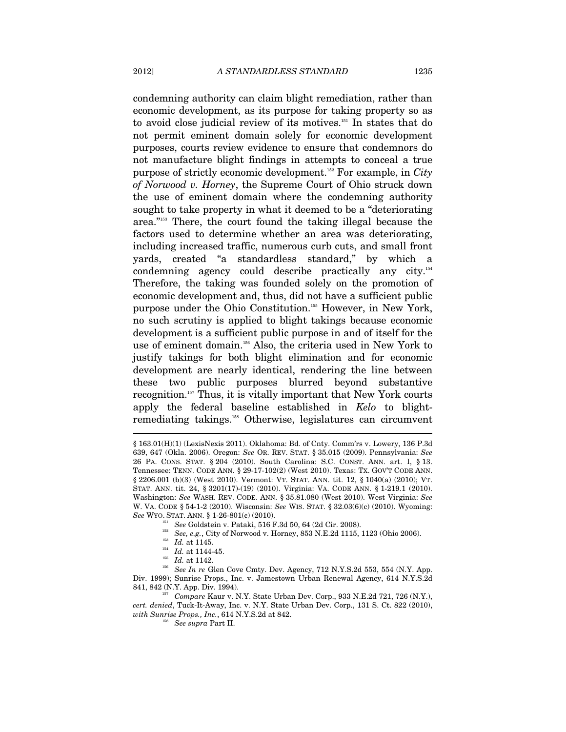condemning authority can claim blight remediation, rather than economic development, as its purpose for taking property so as to avoid close judicial review of its motives.[151] In states that do not permit eminent domain solely for economic development purposes, courts review evidence to ensure that condemnors do not manufacture blight findings in attempts to conceal a true purpose of strictly economic development.[152] For example, in *City of Norwood v. Horney*, the Supreme Court of Ohio struck down the use of eminent domain where the condemning authority sought to take property in what it deemed to be a "deteriorating area."[153] There, the court found the taking illegal because the factors used to determine whether an area was deteriorating, including increased traffic, numerous curb cuts, and small front yards, created "a standardless standard," by which a condemning agency could describe practically any city.[154] Therefore, the taking was founded solely on the promotion of economic development and, thus, did not have a sufficient public purpose under the Ohio Constitution.[155] However, in New York, no such scrutiny is applied to blight takings because economic development is a sufficient public purpose in and of itself for the use of eminent domain.[156] Also, the criteria used in New York to justify takings for both blight elimination and for economic development are nearly identical, rendering the line between these two public purposes blurred beyond substantive recognition.[157] Thus, it is vitally important that New York courts apply the federal baseline established in *Kelo* to blight-remediating takings.[158] Otherwise, legislatures can circumvent

---

§ 163.01(H)(1) (LexisNexis 2011). Oklahoma: Bd. of Cnty. Comm'rs v. Lowery, 136 P.3d 639, 647 (Okla. 2006). Oregon: *See* OR. REV. STAT. § 35.015 (2009). Pennsylvania: *See* 26 PA. CONS. STAT. § 204 (2010). South Carolina: S.C. CONST. ANN. art. I, § 13. Tennessee: TENN. CODE ANN. § 29-17-102(2) (West 2010). Texas: TX. GOV'T CODE ANN. § 2206.001 (b)(3) (West 2010). Vermont: VT. STAT. ANN. tit. 12, § 1040(a) (2010); VT. STAT. ANN. tit. 24, § 3201(17)-(19) (2010). Virginia: VA. CODE ANN. § 1-219.1 (2010). Washington: *See* WASH. REV. CODE. ANN. § 35.81.080 (West 2010). West Virginia: *See* W. VA. CODE § 54-1-2 (2010). Wisconsin: *See* WIS. STAT. § 32.03(6)(c) (2010). Wyoming: *See* WYO. STAT. ANN. § 1-26-801(c) (2010).

[151] *See* Goldstein v. Pataki, 516 F.3d 50, 64 (2d Cir. 2008).

[152] *See, e.g.*, City of Norwood v. Horney, 853 N.E.2d 1115, 1123 (Ohio 2006).

[153] *Id.* at 1145.

[154] *Id.* at 1144-45.

[155] *Id.* at 1142.

[156] *See In re* Glen Cove Cmty. Dev. Agency, 712 N.Y.S.2d 553, 554 (N.Y. App. Div. 1999); Sunrise Props., Inc. v. Jamestown Urban Renewal Agency, 614 N.Y.S.2d 841, 842 (N.Y. App. Div. 1994).

[157] *Compare* Kaur v. N.Y. State Urban Dev. Corp., 933 N.E.2d 721, 726 (N.Y.), *cert. denied*, Tuck-It-Away, Inc. v. N.Y. State Urban Dev. Corp., 131 S. Ct. 822 (2010), *with Sunrise Props., Inc.*, 614 N.Y.S.2d at 842.

[158] *See supra* Part II.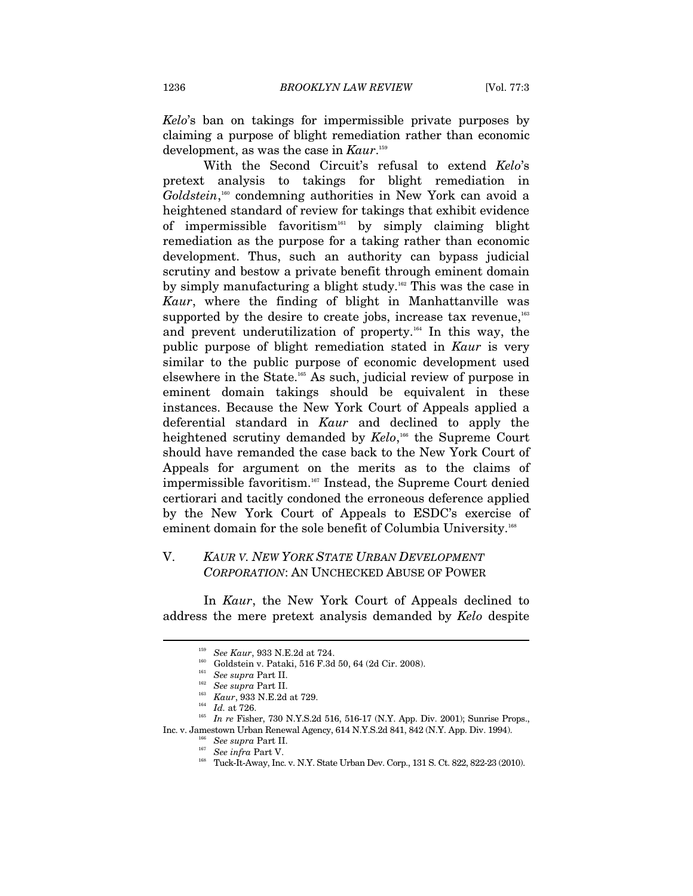*Kelo*'s ban on takings for impermissible private purposes by claiming a purpose of blight remediation rather than economic development, as was the case in *Kaur*.[159]

With the Second Circuit's refusal to extend *Kelo*'s pretext analysis to takings for blight remediation in *Goldstein*,[160] condemning authorities in New York can avoid a heightened standard of review for takings that exhibit evidence of impermissible favoritism[161] by simply claiming blight remediation as the purpose for a taking rather than economic development. Thus, such an authority can bypass judicial scrutiny and bestow a private benefit through eminent domain by simply manufacturing a blight study.[162] This was the case in *Kaur*, where the finding of blight in Manhattanville was supported by the desire to create jobs, increase tax revenue,[163] and prevent underutilization of property.[164] In this way, the public purpose of blight remediation stated in *Kaur* is very similar to the public purpose of economic development used elsewhere in the State.[165] As such, judicial review of purpose in eminent domain takings should be equivalent in these instances. Because the New York Court of Appeals applied a deferential standard in *Kaur* and declined to apply the heightened scrutiny demanded by *Kelo*,[166] the Supreme Court should have remanded the case back to the New York Court of Appeals for argument on the merits as to the claims of impermissible favoritism.[167] Instead, the Supreme Court denied certiorari and tacitly condoned the erroneous deference applied by the New York Court of Appeals to ESDC's exercise of eminent domain for the sole benefit of Columbia University.[168]

## V. *KAUR V. NEW YORK STATE URBAN DEVELOPMENT CORPORATION*: AN UNCHECKED ABUSE OF POWER

In *Kaur*, the New York Court of Appeals declined to address the mere pretext analysis demanded by *Kelo* despite

---

[159] *See Kaur*, 933 N.E.2d at 724.

[160] Goldstein v. Pataki, 516 F.3d 50, 64 (2d Cir. 2008).

[161] *See supra* Part II.

[162] *See supra* Part II.

[163] *Kaur*, 933 N.E.2d at 729.

[164] *Id.* at 726.

[165] *In re* Fisher, 730 N.Y.S.2d 516, 516-17 (N.Y. App. Div. 2001); Sunrise Props., Inc. v. Jamestown Urban Renewal Agency, 614 N.Y.S.2d 841, 842 (N.Y. App. Div. 1994).

[166] *See supra* Part II.

[167] *See infra* Part V.

[168] Tuck-It-Away, Inc. v. N.Y. State Urban Dev. Corp., 131 S. Ct. 822, 822-23 (2010).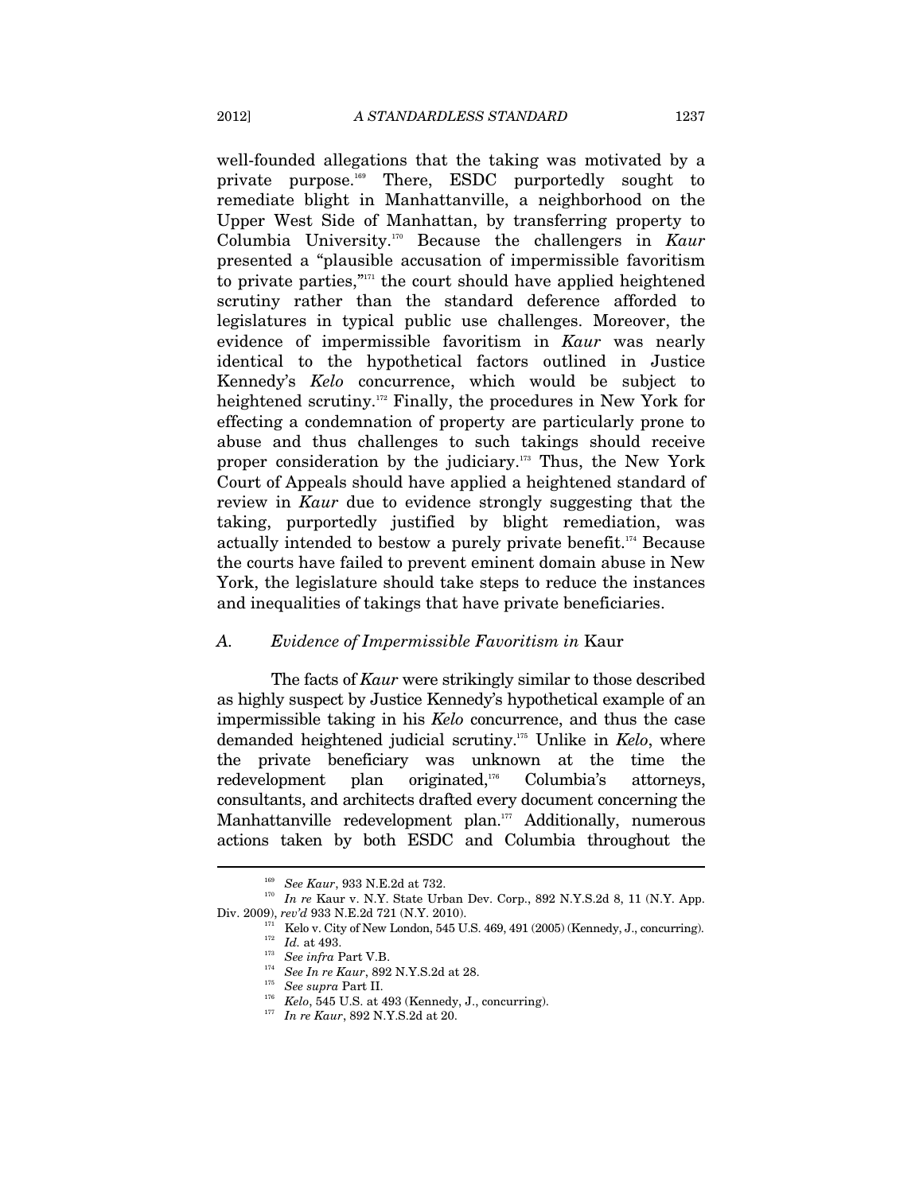well-founded allegations that the taking was motivated by a private purpose.[169] There, ESDC purportedly sought to remediate blight in Manhattanville, a neighborhood on the Upper West Side of Manhattan, by transferring property to Columbia University.[170] Because the challengers in *Kaur* presented a "plausible accusation of impermissible favoritism to private parties,"[171] the court should have applied heightened scrutiny rather than the standard deference afforded to legislatures in typical public use challenges. Moreover, the evidence of impermissible favoritism in *Kaur* was nearly identical to the hypothetical factors outlined in Justice Kennedy's *Kelo* concurrence, which would be subject to heightened scrutiny.[172] Finally, the procedures in New York for effecting a condemnation of property are particularly prone to abuse and thus challenges to such takings should receive proper consideration by the judiciary.[173] Thus, the New York Court of Appeals should have applied a heightened standard of review in *Kaur* due to evidence strongly suggesting that the taking, purportedly justified by blight remediation, was actually intended to bestow a purely private benefit.[174] Because the courts have failed to prevent eminent domain abuse in New York, the legislature should take steps to reduce the instances and inequalities of takings that have private beneficiaries.

### A. *Evidence of Impermissible Favoritism in* Kaur

The facts of *Kaur* were strikingly similar to those described as highly suspect by Justice Kennedy's hypothetical example of an impermissible taking in his *Kelo* concurrence, and thus the case demanded heightened judicial scrutiny.[175] Unlike in *Kelo*, where the private beneficiary was unknown at the time the redevelopment plan originated,[176] Columbia's attorneys, consultants, and architects drafted every document concerning the Manhattanville redevelopment plan.[177] Additionally, numerous actions taken by both ESDC and Columbia throughout the

---

[169] *See Kaur*, 933 N.E.2d at 732.

[170] *In re* Kaur v. N.Y. State Urban Dev. Corp., 892 N.Y.S.2d 8, 11 (N.Y. App. Div. 2009), *rev'd* 933 N.E.2d 721 (N.Y. 2010).

[171] Kelo v. City of New London, 545 U.S. 469, 491 (2005) (Kennedy, J., concurring).

[172] *Id.* at 493.

[173] *See infra* Part V.B.

[174] *See In re Kaur*, 892 N.Y.S.2d at 28.

[175] *See supra* Part II.

[176] *Kelo*, 545 U.S. at 493 (Kennedy, J., concurring).

[177] *In re Kaur*, 892 N.Y.S.2d at 20.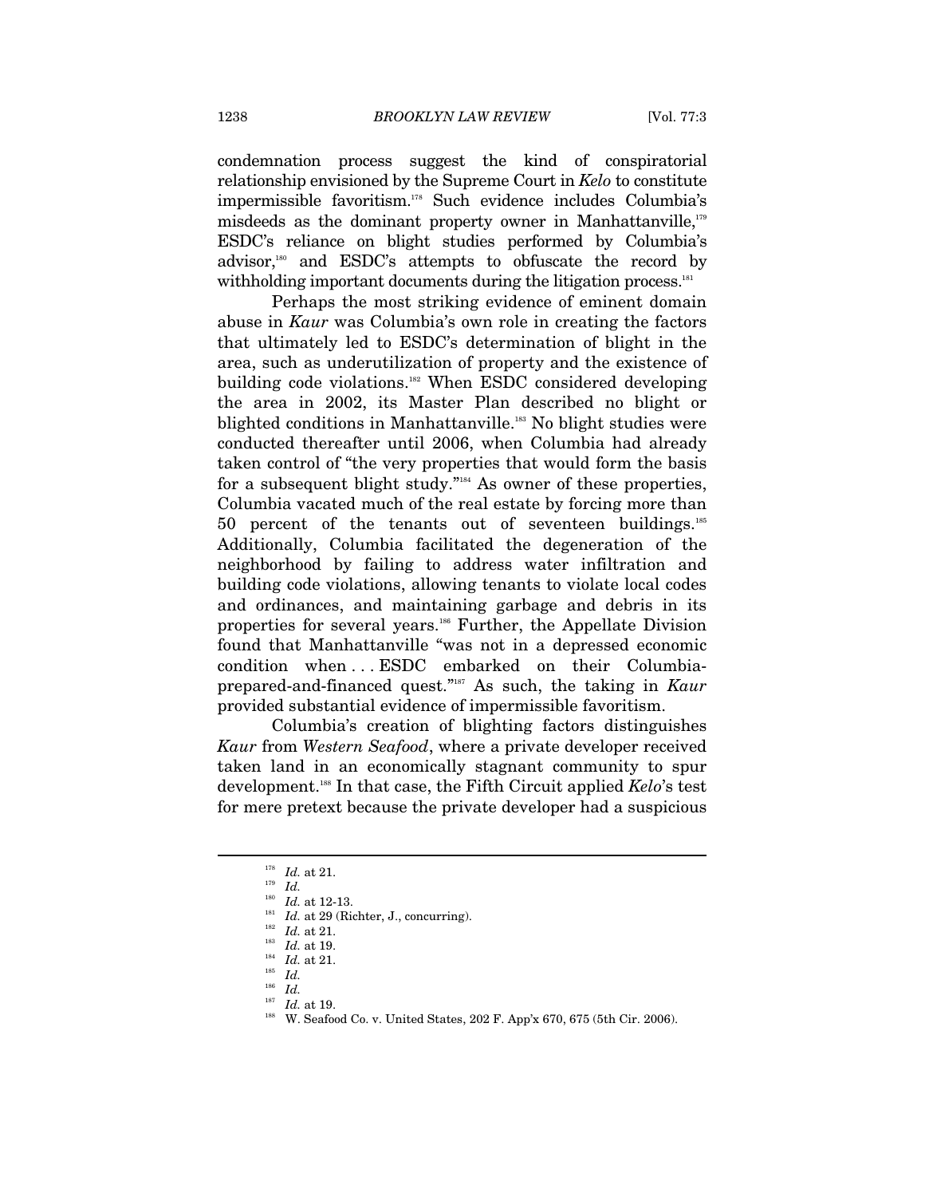condemnation process suggest the kind of conspiratorial relationship envisioned by the Supreme Court in *Kelo* to constitute impermissible favoritism.[178] Such evidence includes Columbia's misdeeds as the dominant property owner in Manhattanville,[179] ESDC's reliance on blight studies performed by Columbia's advisor,[180] and ESDC's attempts to obfuscate the record by withholding important documents during the litigation process.[181]

Perhaps the most striking evidence of eminent domain abuse in *Kaur* was Columbia's own role in creating the factors that ultimately led to ESDC's determination of blight in the area, such as underutilization of property and the existence of building code violations.[182] When ESDC considered developing the area in 2002, its Master Plan described no blight or blighted conditions in Manhattanville.[183] No blight studies were conducted thereafter until 2006, when Columbia had already taken control of "the very properties that would form the basis for a subsequent blight study."[184] As owner of these properties, Columbia vacated much of the real estate by forcing more than 50 percent of the tenants out of seventeen buildings.[185] Additionally, Columbia facilitated the degeneration of the neighborhood by failing to address water infiltration and building code violations, allowing tenants to violate local codes and ordinances, and maintaining garbage and debris in its properties for several years.[186] Further, the Appellate Division found that Manhattanville "was not in a depressed economic condition when . . . ESDC embarked on their Columbia-prepared-and-financed quest."[187] As such, the taking in *Kaur* provided substantial evidence of impermissible favoritism.

Columbia's creation of blighting factors distinguishes *Kaur* from *Western Seafood*, where a private developer received taken land in an economically stagnant community to spur development.[188] In that case, the Fifth Circuit applied *Kelo*'s test for mere pretext because the private developer had a suspicious

---

[178] *Id.* at 21.

[179] *Id.*

[180] *Id.* at 12-13.

[181] *Id.* at 29 (Richter, J., concurring).

[182] *Id.* at 21.

[183] *Id.* at 19.

[184] *Id.* at 21.

[185] *Id.*

[186] *Id.*

[187] *Id.* at 19.

[188] W. Seafood Co. v. United States, 202 F. App'x 670, 675 (5th Cir. 2006).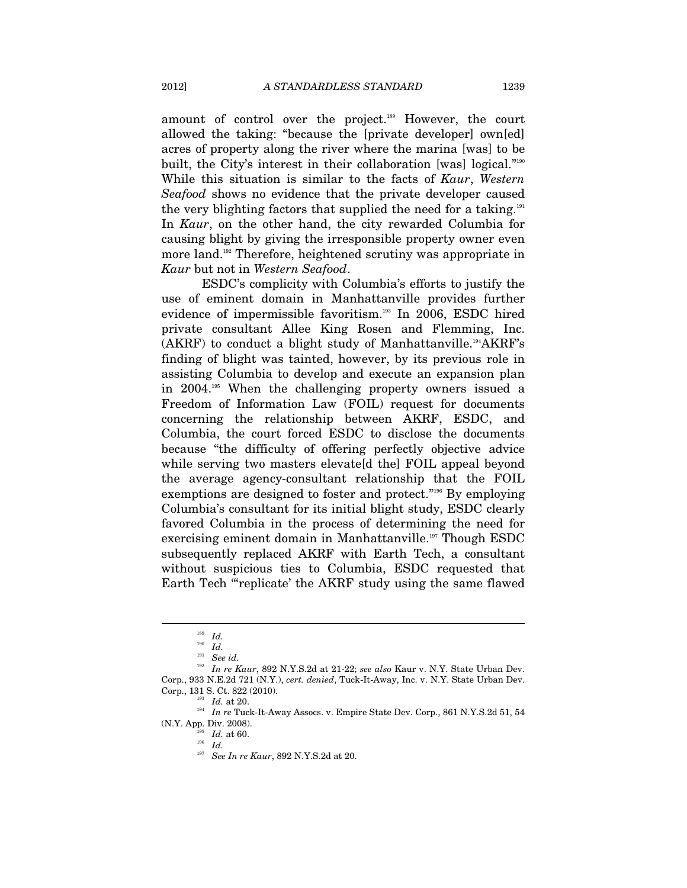amount of control over the project.[189] However, the court allowed the taking: "because the [private developer] own[ed] acres of property along the river where the marina [was] to be built, the City's interest in their collaboration [was] logical."[190] While this situation is similar to the facts of *Kaur*, *Western Seafood* shows no evidence that the private developer caused the very blighting factors that supplied the need for a taking.[191] In *Kaur*, on the other hand, the city rewarded Columbia for causing blight by giving the irresponsible property owner even more land.[192] Therefore, heightened scrutiny was appropriate in *Kaur* but not in *Western Seafood*.

ESDC's complicity with Columbia's efforts to justify the use of eminent domain in Manhattanville provides further evidence of impermissible favoritism.[193] In 2006, ESDC hired private consultant Allee King Rosen and Flemming, Inc. (AKRF) to conduct a blight study of Manhattanville.[194] AKRF's finding of blight was tainted, however, by its previous role in assisting Columbia to develop and execute an expansion plan in 2004.[195] When the challenging property owners issued a Freedom of Information Law (FOIL) request for documents concerning the relationship between AKRF, ESDC, and Columbia, the court forced ESDC to disclose the documents because "the difficulty of offering perfectly objective advice while serving two masters elevate[d the] FOIL appeal beyond the average agency-consultant relationship that the FOIL exemptions are designed to foster and protect."[196] By employing Columbia's consultant for its initial blight study, ESDC clearly favored Columbia in the process of determining the need for exercising eminent domain in Manhattanville.[197] Though ESDC subsequently replaced AKRF with Earth Tech, a consultant without suspicious ties to Columbia, ESDC requested that Earth Tech "'replicate' the AKRF study using the same flawed

---

[189] *Id.*

[190] *Id.*

[191] *See id.*

[192] *In re Kaur*, 892 N.Y.S.2d at 21-22; *see also* Kaur v. N.Y. State Urban Dev. Corp., 933 N.E.2d 721 (N.Y.), *cert. denied*, Tuck-It-Away, Inc. v. N.Y. State Urban Dev. Corp., 131 S. Ct. 822 (2010).

[193] *Id.* at 20.

[194] *In re* Tuck-It-Away Assocs. v. Empire State Dev. Corp., 861 N.Y.S.2d 51, 54 (N.Y. App. Div. 2008).

[195] *Id.* at 60.

[196] *Id.*

[197] *See In re Kaur*, 892 N.Y.S.2d at 20.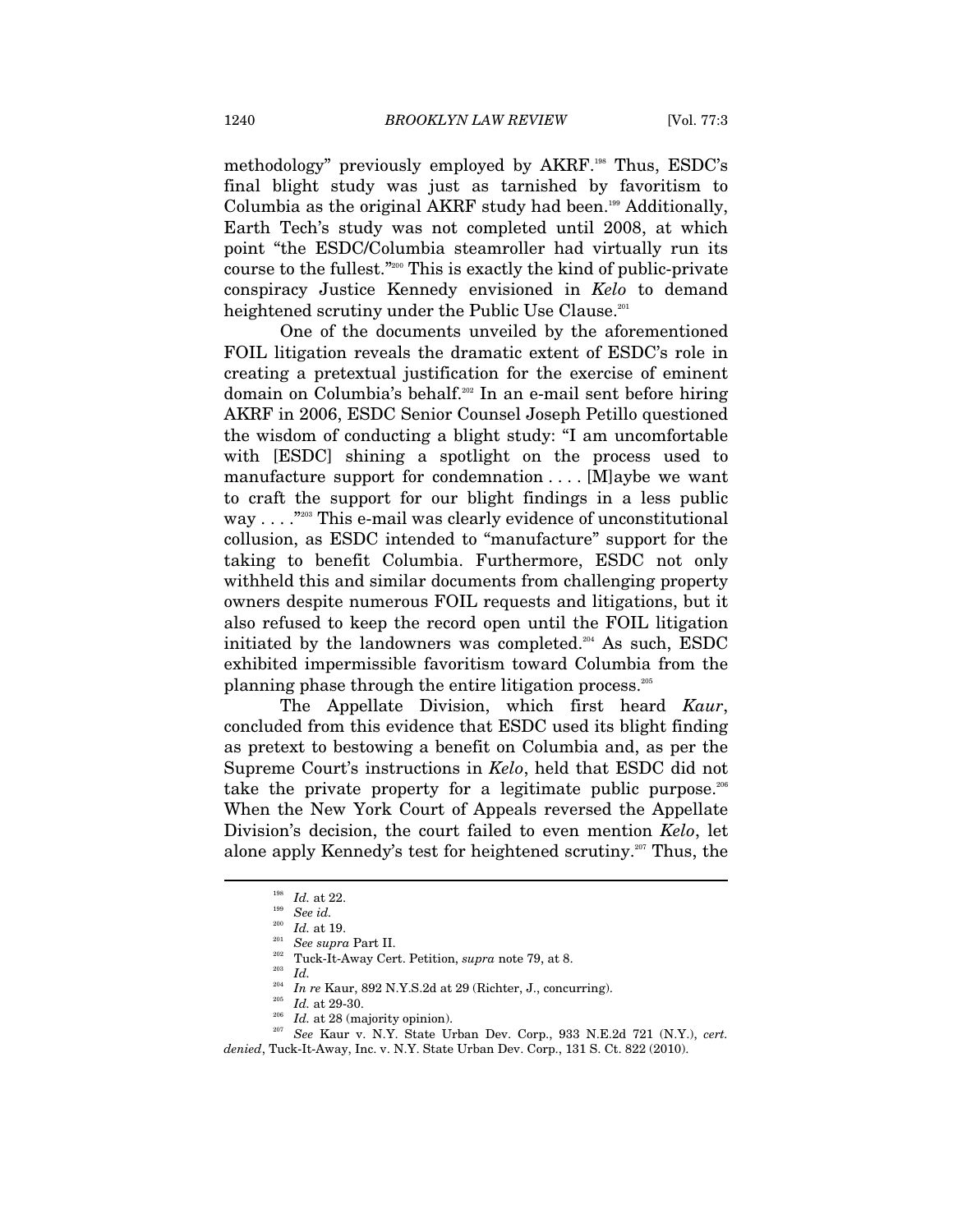methodology" previously employed by AKRF.[198] Thus, ESDC's final blight study was just as tarnished by favoritism to Columbia as the original AKRF study had been.[199] Additionally, Earth Tech's study was not completed until 2008, at which point "the ESDC/Columbia steamroller had virtually run its course to the fullest."[200] This is exactly the kind of public-private conspiracy Justice Kennedy envisioned in *Kelo* to demand heightened scrutiny under the Public Use Clause.[201]

One of the documents unveiled by the aforementioned FOIL litigation reveals the dramatic extent of ESDC's role in creating a pretextual justification for the exercise of eminent domain on Columbia's behalf.[202] In an e-mail sent before hiring AKRF in 2006, ESDC Senior Counsel Joseph Petillo questioned the wisdom of conducting a blight study: "I am uncomfortable with [ESDC] shining a spotlight on the process used to manufacture support for condemnation . . . . [M]aybe we want to craft the support for our blight findings in a less public way . . . ."[203] This e-mail was clearly evidence of unconstitutional collusion, as ESDC intended to "manufacture" support for the taking to benefit Columbia. Furthermore, ESDC not only withheld this and similar documents from challenging property owners despite numerous FOIL requests and litigations, but it also refused to keep the record open until the FOIL litigation initiated by the landowners was completed.[204] As such, ESDC exhibited impermissible favoritism toward Columbia from the planning phase through the entire litigation process.[205]

The Appellate Division, which first heard *Kaur*, concluded from this evidence that ESDC used its blight finding as pretext to bestowing a benefit on Columbia and, as per the Supreme Court's instructions in *Kelo*, held that ESDC did not take the private property for a legitimate public purpose.[206] When the New York Court of Appeals reversed the Appellate Division's decision, the court failed to even mention *Kelo*, let alone apply Kennedy's test for heightened scrutiny.[207] Thus, the

---

[198] *Id.* at 22.

[199] *See id.*

[200] *Id.* at 19.

[201] *See supra* Part II.

[202] Tuck-It-Away Cert. Petition, *supra* note 79, at 8.

[203] *Id.*

[204] *In re* Kaur, 892 N.Y.S.2d at 29 (Richter, J., concurring).

[205] *Id.* at 29-30.

[206] *Id.* at 28 (majority opinion).

[207] *See* Kaur v. N.Y. State Urban Dev. Corp., 933 N.E.2d 721 (N.Y.), *cert. denied*, Tuck-It-Away, Inc. v. N.Y. State Urban Dev. Corp., 131 S. Ct. 822 (2010).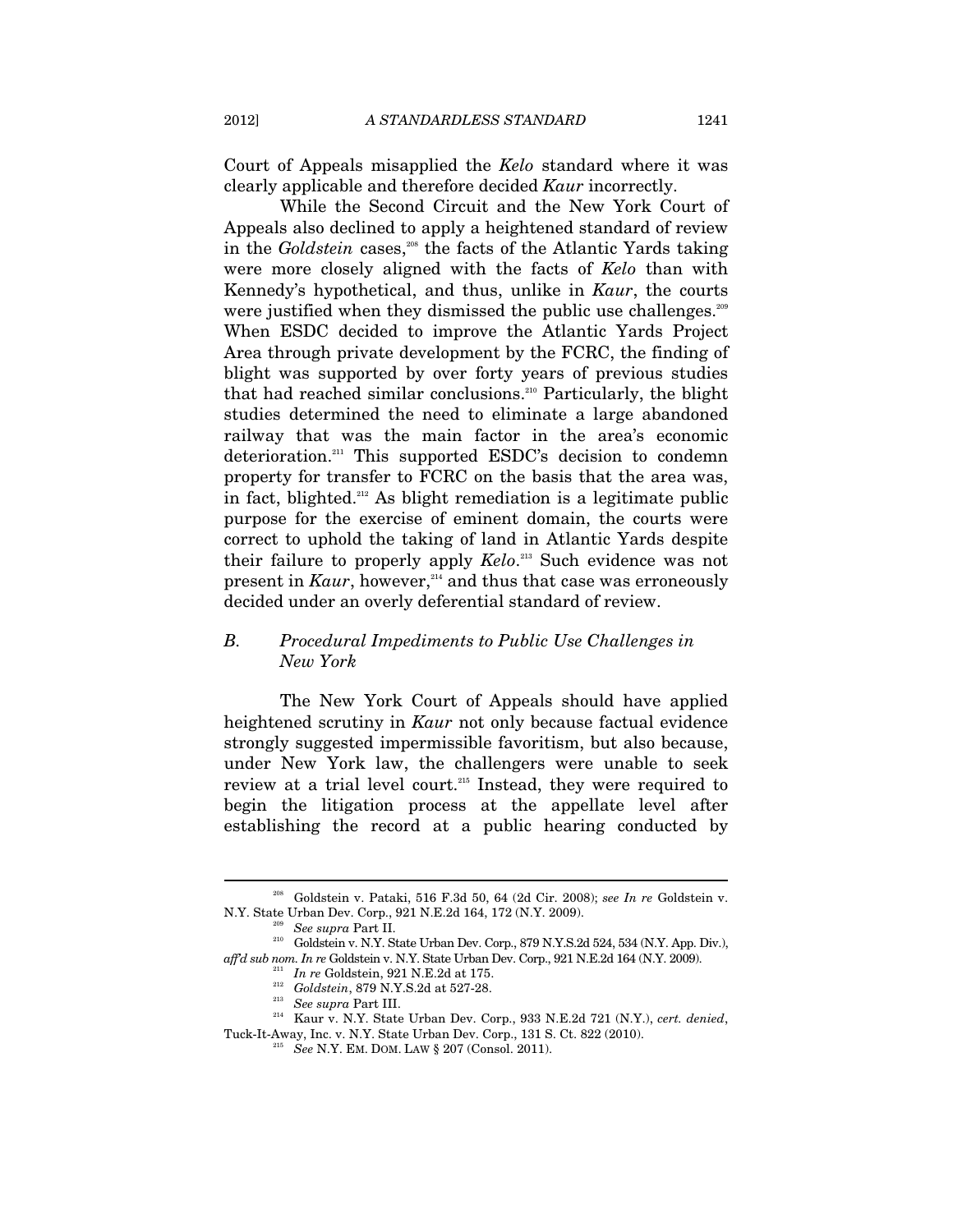Court of Appeals misapplied the *Kelo* standard where it was clearly applicable and therefore decided *Kaur* incorrectly.

While the Second Circuit and the New York Court of Appeals also declined to apply a heightened standard of review in the *Goldstein* cases,[208] the facts of the Atlantic Yards taking were more closely aligned with the facts of *Kelo* than with Kennedy's hypothetical, and thus, unlike in *Kaur*, the courts were justified when they dismissed the public use challenges.[209] When ESDC decided to improve the Atlantic Yards Project Area through private development by the FCRC, the finding of blight was supported by over forty years of previous studies that had reached similar conclusions.[210] Particularly, the blight studies determined the need to eliminate a large abandoned railway that was the main factor in the area's economic deterioration.[211] This supported ESDC's decision to condemn property for transfer to FCRC on the basis that the area was, in fact, blighted.[212] As blight remediation is a legitimate public purpose for the exercise of eminent domain, the courts were correct to uphold the taking of land in Atlantic Yards despite their failure to properly apply *Kelo*.[213] Such evidence was not present in *Kaur*, however,[214] and thus that case was erroneously decided under an overly deferential standard of review.

### *B. Procedural Impediments to Public Use Challenges in New York*

The New York Court of Appeals should have applied heightened scrutiny in *Kaur* not only because factual evidence strongly suggested impermissible favoritism, but also because, under New York law, the challengers were unable to seek review at a trial level court.[215] Instead, they were required to begin the litigation process at the appellate level after establishing the record at a public hearing conducted by

---

[208] Goldstein v. Pataki, 516 F.3d 50, 64 (2d Cir. 2008); *see In re* Goldstein v. N.Y. State Urban Dev. Corp., 921 N.E.2d 164, 172 (N.Y. 2009).

[209] *See supra* Part II.

[210] Goldstein v. N.Y. State Urban Dev. Corp., 879 N.Y.S.2d 524, 534 (N.Y. App. Div.), *aff'd sub nom. In re* Goldstein v. N.Y. State Urban Dev. Corp., 921 N.E.2d 164 (N.Y. 2009).

[211] *In re* Goldstein, 921 N.E.2d at 175.

[212] *Goldstein*, 879 N.Y.S.2d at 527-28.

[213] *See supra* Part III.

[214] Kaur v. N.Y. State Urban Dev. Corp., 933 N.E.2d 721 (N.Y.), *cert. denied*, Tuck-It-Away, Inc. v. N.Y. State Urban Dev. Corp., 131 S. Ct. 822 (2010).

[215] *See* N.Y. EM. DOM. LAW § 207 (Consol. 2011).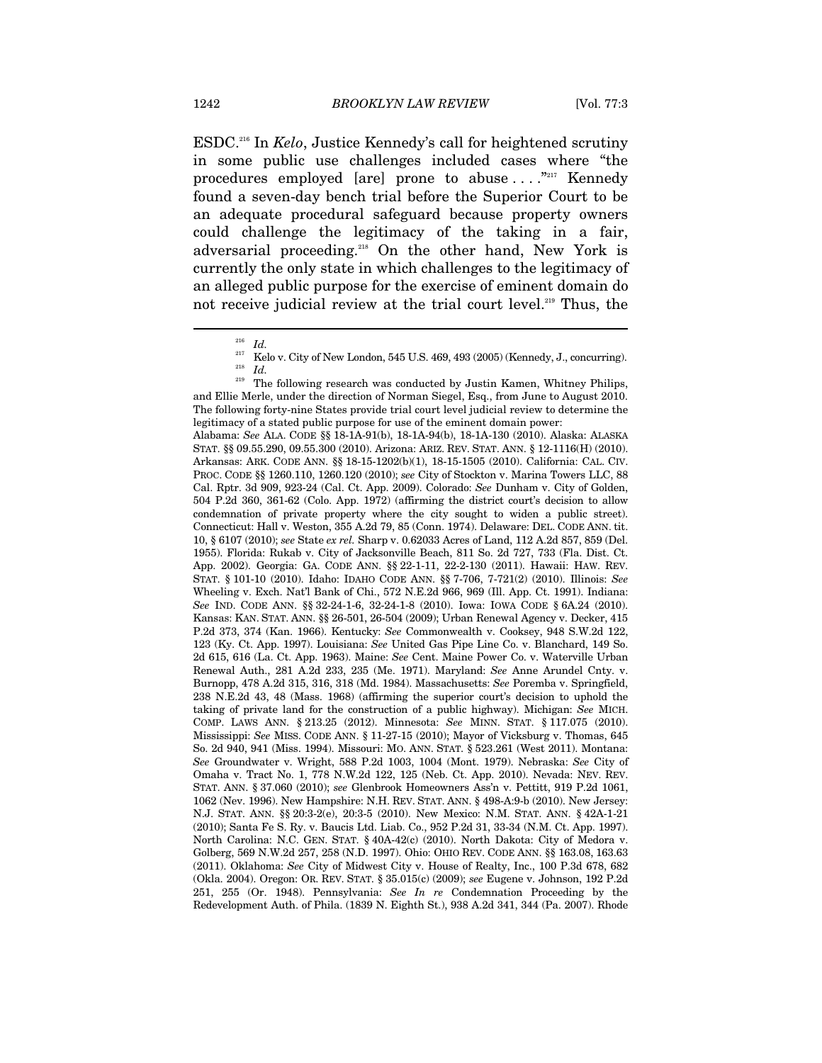ESDC.[216] In *Kelo*, Justice Kennedy's call for heightened scrutiny in some public use challenges included cases where "the procedures employed [are] prone to abuse . . . ."[217] Kennedy found a seven-day bench trial before the Superior Court to be an adequate procedural safeguard because property owners could challenge the legitimacy of the taking in a fair, adversarial proceeding.[218] On the other hand, New York is currently the only state in which challenges to the legitimacy of an alleged public purpose for the exercise of eminent domain do not receive judicial review at the trial court level.[219] Thus, the

---

[216] *Id.*

[217] Kelo v. City of New London, 545 U.S. 469, 493 (2005) (Kennedy, J., concurring).

[218] *Id.*

[219] The following research was conducted by Justin Kamen, Whitney Philips, and Ellie Merle, under the direction of Norman Siegel, Esq., from June to August 2010. The following forty-nine States provide trial court level judicial review to determine the legitimacy of a stated public purpose for use of the eminent domain power:
Alabama: *See* ALA. CODE §§ 18-1A-91(b), 18-1A-94(b), 18-1A-130 (2010). Alaska: ALASKA STAT. §§ 09.55.290, 09.55.300 (2010). Arizona: ARIZ. REV. STAT. ANN. § 12-1116(H) (2010). Arkansas: ARK. CODE ANN. §§ 18-15-1202(b)(1), 18-15-1505 (2010). California: CAL. CIV. PROC. CODE §§ 1260.110, 1260.120 (2010); *see* City of Stockton v. Marina Towers LLC, 88 Cal. Rptr. 3d 909, 923-24 (Cal. Ct. App. 2009). Colorado: *See* Dunham v. City of Golden, 504 P.2d 360, 361-62 (Colo. App. 1972) (affirming the district court's decision to allow condemnation of private property where the city sought to widen a public street). Connecticut: Hall v. Weston, 355 A.2d 79, 85 (Conn. 1974). Delaware: DEL. CODE ANN. tit. 10, § 6107 (2010); *see* State *ex rel.* Sharp v. 0.62033 Acres of Land, 112 A.2d 857, 859 (Del. 1955). Florida: Rukab v. City of Jacksonville Beach, 811 So. 2d 727, 733 (Fla. Dist. Ct. App. 2002). Georgia: GA. CODE ANN. §§ 22-1-11, 22-2-130 (2011). Hawaii: HAW. REV. STAT. § 101-10 (2010). Idaho: IDAHO CODE ANN. §§ 7-706, 7-721(2) (2010). Illinois: *See* Wheeling v. Exch. Nat'l Bank of Chi., 572 N.E.2d 966, 969 (Ill. App. Ct. 1991). Indiana: *See* IND. CODE ANN. §§ 32-24-1-6, 32-24-1-8 (2010). Iowa: IOWA CODE § 6A.24 (2010). Kansas: KAN. STAT. ANN. §§ 26-501, 26-504 (2009); Urban Renewal Agency v. Decker, 415 P.2d 373, 374 (Kan. 1966). Kentucky: *See* Commonwealth v. Cooksey, 948 S.W.2d 122, 123 (Ky. Ct. App. 1997). Louisiana: *See* United Gas Pipe Line Co. v. Blanchard, 149 So. 2d 615, 616 (La. Ct. App. 1963). Maine: *See* Cent. Maine Power Co. v. Waterville Urban Renewal Auth., 281 A.2d 233, 235 (Me. 1971). Maryland: *See* Anne Arundel Cnty. v. Burnopp, 478 A.2d 315, 316, 318 (Md. 1984). Massachusetts: *See* Poremba v. Springfield, 238 N.E.2d 43, 48 (Mass. 1968) (affirming the superior court's decision to uphold the taking of private land for the construction of a public highway). Michigan: *See* MICH. COMP. LAWS ANN. § 213.25 (2012). Minnesota: *See* MINN. STAT. § 117.075 (2010). Mississippi: *See* MISS. CODE ANN. § 11-27-15 (2010); Mayor of Vicksburg v. Thomas, 645 So. 2d 940, 941 (Miss. 1994). Missouri: MO. ANN. STAT. § 523.261 (West 2011). Montana: *See* Groundwater v. Wright, 588 P.2d 1003, 1004 (Mont. 1979). Nebraska: *See* City of Omaha v. Tract No. 1, 778 N.W.2d 122, 125 (Neb. Ct. App. 2010). Nevada: NEV. REV. STAT. ANN. § 37.060 (2010); *see* Glenbrook Homeowners Ass'n v. Pettitt, 919 P.2d 1061, 1062 (Nev. 1996). New Hampshire: N.H. REV. STAT. ANN. § 498-A:9-b (2010). New Jersey: N.J. STAT. ANN. §§ 20:3-2(e), 20:3-5 (2010). New Mexico: N.M. STAT. ANN. § 42A-1-21 (2010); Santa Fe S. Ry. v. Baucis Ltd. Liab. Co., 952 P.2d 31, 33-34 (N.M. Ct. App. 1997). North Carolina: N.C. GEN. STAT. § 40A-42(c) (2010). North Dakota: City of Medora v. Golberg, 569 N.W.2d 257, 258 (N.D. 1997). Ohio: OHIO REV. CODE ANN. §§ 163.08, 163.63 (2011). Oklahoma: *See* City of Midwest City v. House of Realty, Inc., 100 P.3d 678, 682 (Okla. 2004). Oregon: OR. REV. STAT. § 35.015(c) (2009); *see* Eugene v. Johnson, 192 P.2d 251, 255 (Or. 1948). Pennsylvania: *See In re* Condemnation Proceeding by the Redevelopment Auth. of Phila. (1839 N. Eighth St.), 938 A.2d 341, 344 (Pa. 2007). Rhode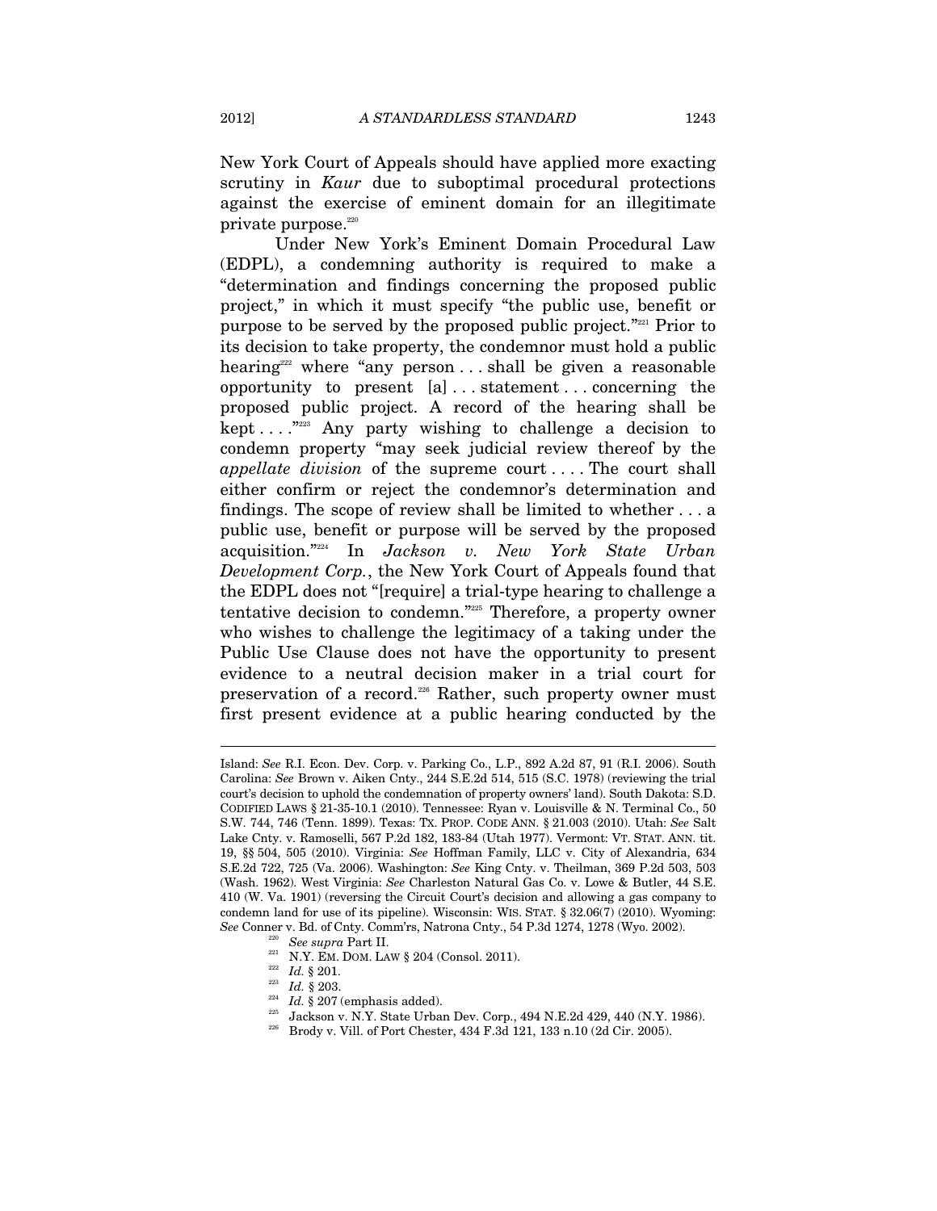New York Court of Appeals should have applied more exacting scrutiny in *Kaur* due to suboptimal procedural protections against the exercise of eminent domain for an illegitimate private purpose.[220]

Under New York's Eminent Domain Procedural Law (EDPL), a condemning authority is required to make a "determination and findings concerning the proposed public project," in which it must specify "the public use, benefit or purpose to be served by the proposed public project."[221] Prior to its decision to take property, the condemnor must hold a public hearing[222] where "any person . . . shall be given a reasonable opportunity to present [a] . . . statement . . . concerning the proposed public project. A record of the hearing shall be kept . . . ."[223] Any party wishing to challenge a decision to condemn property "may seek judicial review thereof by the *appellate division* of the supreme court . . . . The court shall either confirm or reject the condemnor's determination and findings. The scope of review shall be limited to whether . . . a public use, benefit or purpose will be served by the proposed acquisition."[224] In *Jackson v. New York State Urban Development Corp.*, the New York Court of Appeals found that the EDPL does not "[require] a trial-type hearing to challenge a tentative decision to condemn."[225] Therefore, a property owner who wishes to challenge the legitimacy of a taking under the Public Use Clause does not have the opportunity to present evidence to a neutral decision maker in a trial court for preservation of a record.[226] Rather, such property owner must first present evidence at a public hearing conducted by the

---

Island: *See* R.I. Econ. Dev. Corp. v. Parking Co., L.P., 892 A.2d 87, 91 (R.I. 2006). South Carolina: *See* Brown v. Aiken Cnty., 244 S.E.2d 514, 515 (S.C. 1978) (reviewing the trial court's decision to uphold the condemnation of property owners' land). South Dakota: S.D. CODIFIED LAWS § 21-35-10.1 (2010). Tennessee: Ryan v. Louisville & N. Terminal Co., 50 S.W. 744, 746 (Tenn. 1899). Texas: TX. PROP. CODE ANN. § 21.003 (2010). Utah: *See* Salt Lake Cnty. v. Ramoselli, 567 P.2d 182, 183-84 (Utah 1977). Vermont: VT. STAT. ANN. tit. 19, §§ 504, 505 (2010). Virginia: *See* Hoffman Family, LLC v. City of Alexandria, 634 S.E.2d 722, 725 (Va. 2006). Washington: *See* King Cnty. v. Theilman, 369 P.2d 503, 503 (Wash. 1962). West Virginia: *See* Charleston Natural Gas Co. v. Lowe & Butler, 44 S.E. 410 (W. Va. 1901) (reversing the Circuit Court's decision and allowing a gas company to condemn land for use of its pipeline). Wisconsin: WIS. STAT. § 32.06(7) (2010). Wyoming: *See* Conner v. Bd. of Cnty. Comm'rs, Natrona Cnty., 54 P.3d 1274, 1278 (Wyo. 2002).

[220] *See supra* Part II.

[221] N.Y. EM. DOM. LAW § 204 (Consol. 2011).

[222] *Id.* § 201.

[223] *Id.* § 203.

[224] *Id.* § 207 (emphasis added).

[225] Jackson v. N.Y. State Urban Dev. Corp., 494 N.E.2d 429, 440 (N.Y. 1986).

[226] Brody v. Vill. of Port Chester, 434 F.3d 121, 133 n.10 (2d Cir. 2005).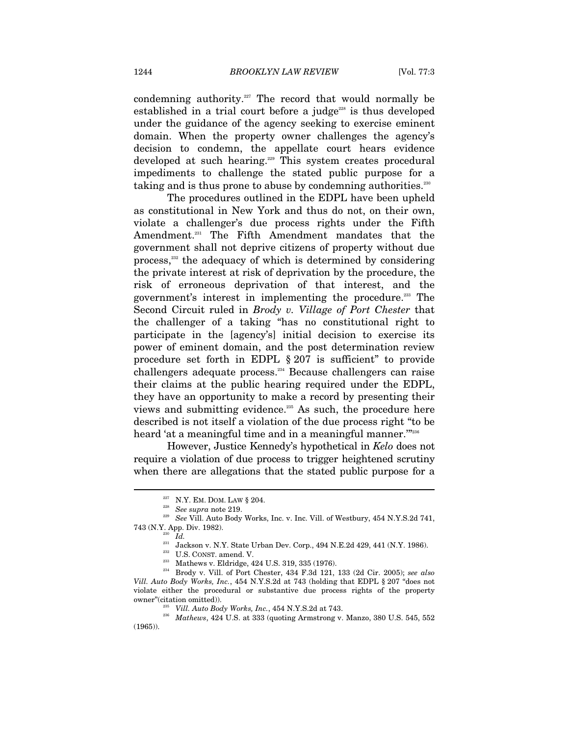condemning authority.[227] The record that would normally be established in a trial court before a judge[228] is thus developed under the guidance of the agency seeking to exercise eminent domain. When the property owner challenges the agency's decision to condemn, the appellate court hears evidence developed at such hearing.[229] This system creates procedural impediments to challenge the stated public purpose for a taking and is thus prone to abuse by condemning authorities.[230]

The procedures outlined in the EDPL have been upheld as constitutional in New York and thus do not, on their own, violate a challenger's due process rights under the Fifth Amendment.[231] The Fifth Amendment mandates that the government shall not deprive citizens of property without due process,[232] the adequacy of which is determined by considering the private interest at risk of deprivation by the procedure, the risk of erroneous deprivation of that interest, and the government's interest in implementing the procedure.[233] The Second Circuit ruled in *Brody v. Village of Port Chester* that the challenger of a taking "has no constitutional right to participate in the [agency's] initial decision to exercise its power of eminent domain, and the post determination review procedure set forth in EDPL § 207 is sufficient" to provide challengers adequate process.[234] Because challengers can raise their claims at the public hearing required under the EDPL, they have an opportunity to make a record by presenting their views and submitting evidence.[235] As such, the procedure here described is not itself a violation of the due process right "to be heard 'at a meaningful time and in a meaningful manner.'"[236]

However, Justice Kennedy's hypothetical in *Kelo* does not require a violation of due process to trigger heightened scrutiny when there are allegations that the stated public purpose for a

---

[227] N.Y. EM. DOM. LAW § 204.

[228] *See supra* note 219.

[229] *See* Vill. Auto Body Works, Inc. v. Inc. Vill. of Westbury, 454 N.Y.S.2d 741, 743 (N.Y. App. Div. 1982).

[230] *Id.*

[231] Jackson v. N.Y. State Urban Dev. Corp., 494 N.E.2d 429, 441 (N.Y. 1986).

[232] U.S. CONST. amend. V.

[233] Mathews v. Eldridge, 424 U.S. 319, 335 (1976).

[234] Brody v. Vill. of Port Chester, 434 F.3d 121, 133 (2d Cir. 2005); *see also Vill. Auto Body Works, Inc.*, 454 N.Y.S.2d at 743 (holding that EDPL § 207 "does not violate either the procedural or substantive due process rights of the property owner"(citation omitted)).

[235] *Vill. Auto Body Works, Inc.*, 454 N.Y.S.2d at 743.

[236] *Mathews*, 424 U.S. at 333 (quoting Armstrong v. Manzo, 380 U.S. 545, 552 (1965)).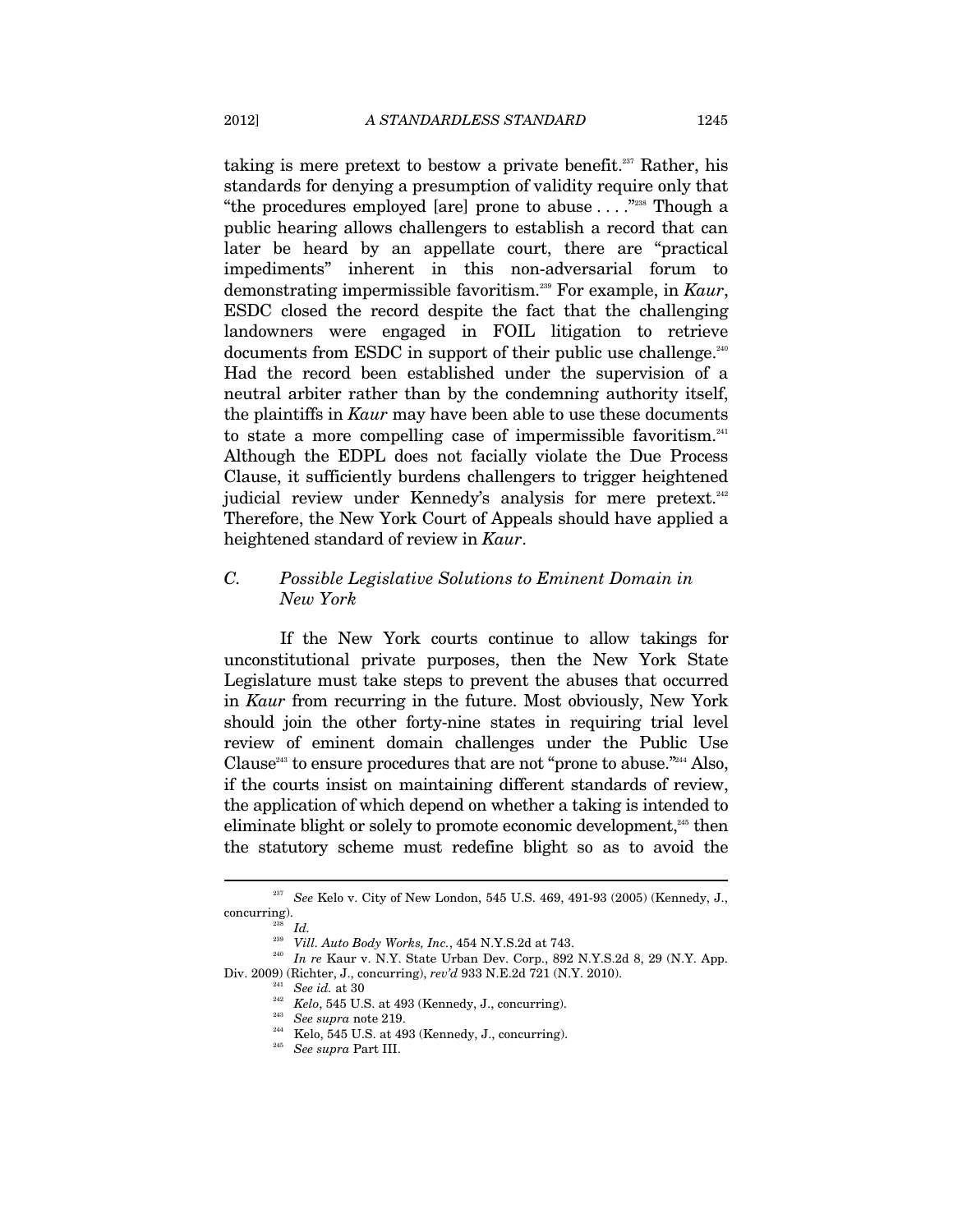taking is mere pretext to bestow a private benefit.[237] Rather, his standards for denying a presumption of validity require only that "the procedures employed [are] prone to abuse . . . ."[238] Though a public hearing allows challengers to establish a record that can later be heard by an appellate court, there are "practical impediments" inherent in this non-adversarial forum to demonstrating impermissible favoritism.[239] For example, in *Kaur*, ESDC closed the record despite the fact that the challenging landowners were engaged in FOIL litigation to retrieve documents from ESDC in support of their public use challenge.[240] Had the record been established under the supervision of a neutral arbiter rather than by the condemning authority itself, the plaintiffs in *Kaur* may have been able to use these documents to state a more compelling case of impermissible favoritism.[241] Although the EDPL does not facially violate the Due Process Clause, it sufficiently burdens challengers to trigger heightened judicial review under Kennedy's analysis for mere pretext.[242] Therefore, the New York Court of Appeals should have applied a heightened standard of review in *Kaur*.

### *C. Possible Legislative Solutions to Eminent Domain in New York*

If the New York courts continue to allow takings for unconstitutional private purposes, then the New York State Legislature must take steps to prevent the abuses that occurred in *Kaur* from recurring in the future. Most obviously, New York should join the other forty-nine states in requiring trial level review of eminent domain challenges under the Public Use Clause[243] to ensure procedures that are not "prone to abuse."[244] Also, if the courts insist on maintaining different standards of review, the application of which depend on whether a taking is intended to eliminate blight or solely to promote economic development,[245] then the statutory scheme must redefine blight so as to avoid the

---

[237] *See* Kelo v. City of New London, 545 U.S. 469, 491-93 (2005) (Kennedy, J., concurring).

[238] *Id.*

[239] *Vill. Auto Body Works, Inc.*, 454 N.Y.S.2d at 743.

[240] *In re* Kaur v. N.Y. State Urban Dev. Corp., 892 N.Y.S.2d 8, 29 (N.Y. App. Div. 2009) (Richter, J., concurring), *rev'd* 933 N.E.2d 721 (N.Y. 2010).

[241] *See id.* at 30

[242] *Kelo*, 545 U.S. at 493 (Kennedy, J., concurring).

[243] *See supra* note 219.

[244] Kelo, 545 U.S. at 493 (Kennedy, J., concurring).

[245] *See supra* Part III.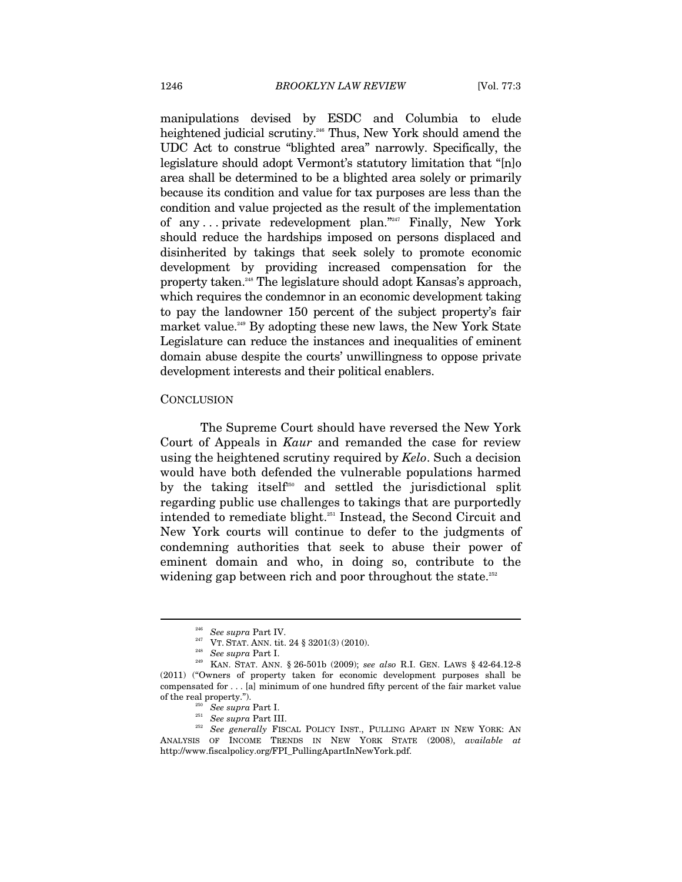manipulations devised by ESDC and Columbia to elude heightened judicial scrutiny.[246] Thus, New York should amend the UDC Act to construe "blighted area" narrowly. Specifically, the legislature should adopt Vermont's statutory limitation that "[n]o area shall be determined to be a blighted area solely or primarily because its condition and value for tax purposes are less than the condition and value projected as the result of the implementation of any . . . private redevelopment plan."[247] Finally, New York should reduce the hardships imposed on persons displaced and disinherited by takings that seek solely to promote economic development by providing increased compensation for the property taken.[248] The legislature should adopt Kansas's approach, which requires the condemnor in an economic development taking to pay the landowner 150 percent of the subject property's fair market value.[249] By adopting these new laws, the New York State Legislature can reduce the instances and inequalities of eminent domain abuse despite the courts' unwillingness to oppose private development interests and their political enablers.

## CONCLUSION

The Supreme Court should have reversed the New York Court of Appeals in *Kaur* and remanded the case for review using the heightened scrutiny required by *Kelo*. Such a decision would have both defended the vulnerable populations harmed by the taking itself[250] and settled the jurisdictional split regarding public use challenges to takings that are purportedly intended to remediate blight.[251] Instead, the Second Circuit and New York courts will continue to defer to the judgments of condemning authorities that seek to abuse their power of eminent domain and who, in doing so, contribute to the widening gap between rich and poor throughout the state.[252]

---

[246] *See supra* Part IV.

[247] VT. STAT. ANN. tit. 24 § 3201(3) (2010).

[248] *See supra* Part I.

[249] KAN. STAT. ANN. § 26-501b (2009); *see also* R.I. GEN. LAWS § 42-64.12-8 (2011) ("Owners of property taken for economic development purposes shall be compensated for . . . [a] minimum of one hundred fifty percent of the fair market value of the real property.").

[250] *See supra* Part I.

[251] *See supra* Part III.

[252] *See generally* FISCAL POLICY INST., PULLING APART IN NEW YORK: AN ANALYSIS OF INCOME TRENDS IN NEW YORK STATE (2008), *available at* http://www.fiscalpolicy.org/FPI_PullingApartInNewYork.pdf.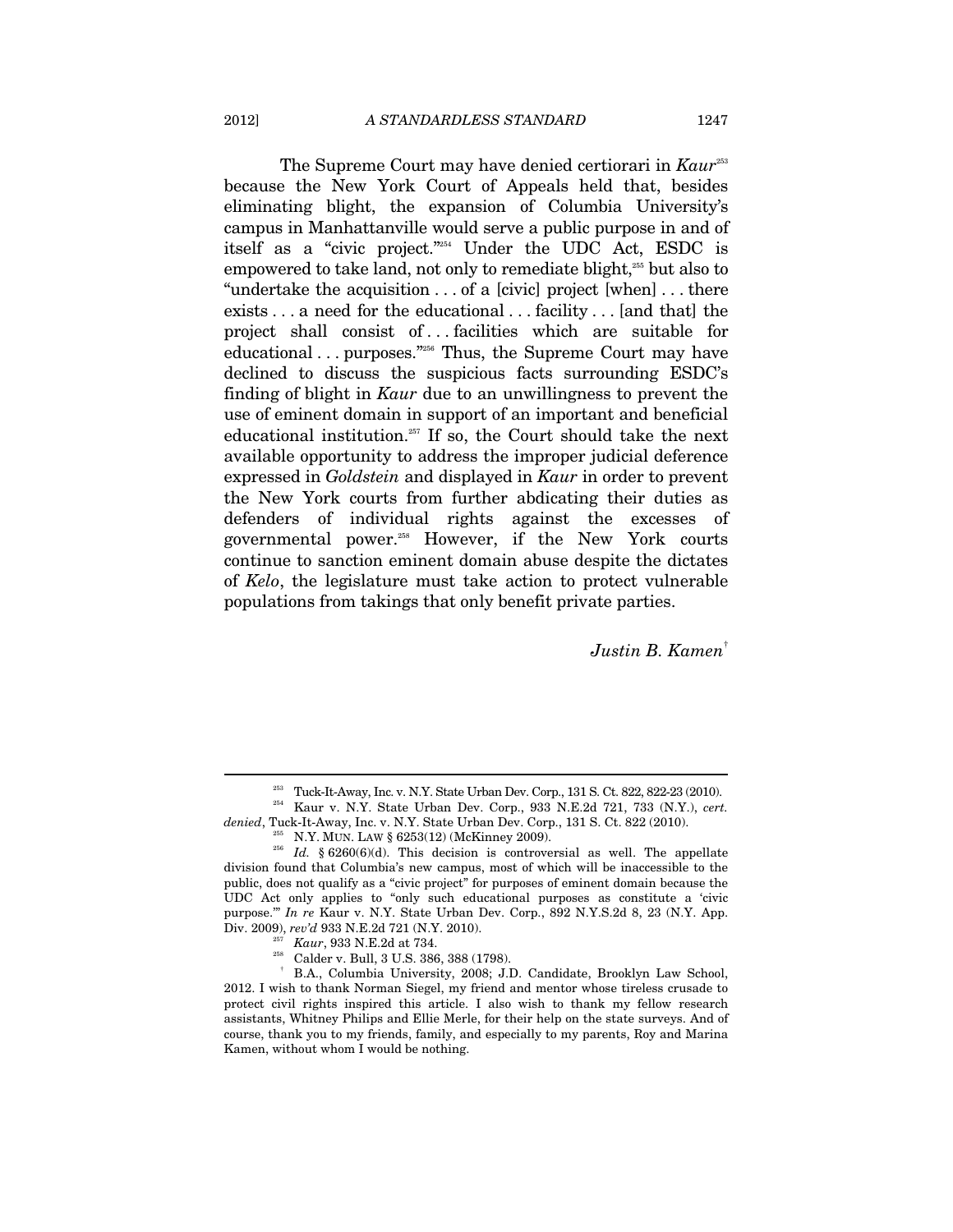The Supreme Court may have denied certiorari in *Kaur*[253] because the New York Court of Appeals held that, besides eliminating blight, the expansion of Columbia University's campus in Manhattanville would serve a public purpose in and of itself as a "civic project."[254] Under the UDC Act, ESDC is empowered to take land, not only to remediate blight,[255] but also to "undertake the acquisition . . . of a [civic] project [when] . . . there exists . . . a need for the educational . . . facility . . . [and that] the project shall consist of . . . facilities which are suitable for educational . . . purposes."[256] Thus, the Supreme Court may have declined to discuss the suspicious facts surrounding ESDC's finding of blight in *Kaur* due to an unwillingness to prevent the use of eminent domain in support of an important and beneficial educational institution.[257] If so, the Court should take the next available opportunity to address the improper judicial deference expressed in *Goldstein* and displayed in *Kaur* in order to prevent the New York courts from further abdicating their duties as defenders of individual rights against the excesses of governmental power.[258] However, if the New York courts continue to sanction eminent domain abuse despite the dictates of *Kelo*, the legislature must take action to protect vulnerable populations from takings that only benefit private parties.

*Justin B. Kamen*[†]

---

[253] Tuck-It-Away, Inc. v. N.Y. State Urban Dev. Corp., 131 S. Ct. 822, 822-23 (2010).

[254] Kaur v. N.Y. State Urban Dev. Corp., 933 N.E.2d 721, 733 (N.Y.), *cert. denied*, Tuck-It-Away, Inc. v. N.Y. State Urban Dev. Corp., 131 S. Ct. 822 (2010).

[255] N.Y. MUN. LAW § 6253(12) (McKinney 2009).

[256] *Id.* § 6260(6)(d). This decision is controversial as well. The appellate division found that Columbia's new campus, most of which will be inaccessible to the public, does not qualify as a "civic project" for purposes of eminent domain because the UDC Act only applies to "only such educational purposes as constitute a 'civic purpose.'" *In re* Kaur v. N.Y. State Urban Dev. Corp., 892 N.Y.S.2d 8, 23 (N.Y. App. Div. 2009), *rev'd* 933 N.E.2d 721 (N.Y. 2010).

[257] *Kaur*, 933 N.E.2d at 734.

[258] Calder v. Bull, 3 U.S. 386, 388 (1798).

[†] B.A., Columbia University, 2008; J.D. Candidate, Brooklyn Law School, 2012. I wish to thank Norman Siegel, my friend and mentor whose tireless crusade to protect civil rights inspired this article. I also wish to thank my fellow research assistants, Whitney Philips and Ellie Merle, for their help on the state surveys. And of course, thank you to my friends, family, and especially to my parents, Roy and Marina Kamen, without whom I would be nothing.